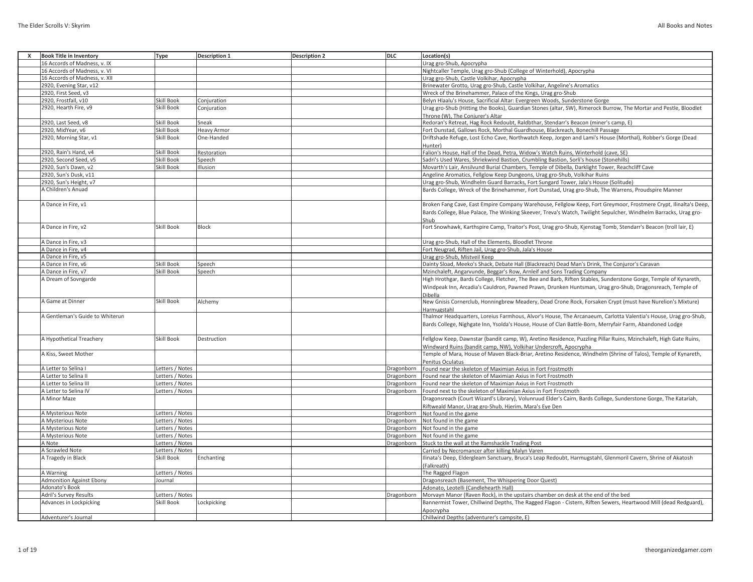| X | Book Title in Inventory | Type | Description 1 | Description 2 | DLC | Location(s) |
|---|---|---|---|---|---|---|
| | 16 Accords of Madness, v. IX | | | | | Urag gro-Shub, Apocrypha |
| | 16 Accords of Madness, v. VI | | | | | Nightcaller Temple, Urag gro-Shub (College of Winterhold), Apocrypha |
| | 16 Accords of Madness, v. XII | | | | | Urag gro-Shub, Castle Volkihar, Apocrypha |
| | 2920, Evening Star, v12 | | | | | Brinewater Grotto, Urag gro-Shub, Castle Volkihar, Angeline's Aromatics |
| | 2920, First Seed, v3 | | | | | Wreck of the Brinehammer, Palace of the Kings, Urag gro-Shub |
| | 2920, Frostfall, v10 | Skill Book | Conjuration | | | Belyn Hlaalu's House, Sacrificial Altar: Evergreen Woods, Sunderstone Gorge |
| | 2920, Hearth Fire, v9 | Skill Book | Conjuration | | | Urag gro-Shub (Hitting the Books), Guardian Stones (altar, SW), Rimerock Burrow, The Mortar and Pestle, Bloodlet Throne (W), The Conjurer's Altar |
| | 2920, Last Seed, v8 | Skill Book | Sneak | | | Redoran's Retreat, Hag Rock Redoubt, Raldbthar, Stendarr's Beacon (miner's camp, E) |
| | 2920, MidYear, v6 | Skill Book | Heavy Armor | | | Fort Dunstad, Gallows Rock, Morthal Guardhouse, Blackreach, Bonechill Passage |
| | 2920, Morning Star, v1 | Skill Book | One-Handed | | | Driftshade Refuge, Lost Echo Cave, Northwatch Keep, Jorgen and Lami's House (Morthal), Robber's Gorge (Dead Hunter) |
| | 2920, Rain's Hand, v4 | Skill Book | Restoration | | | Falion's House, Hall of the Dead, Petra, Widow's Watch Ruins, Winterhold (cave, SE) |
| | 2920, Second Seed, v5 | Skill Book | Speech | | | Sadri's Used Wares, Shriekwind Bastion, Crumbling Bastion, Sorli's house (Stonehills) |
| | 2920, Sun's Dawn, v2 | Skill Book | Illusion | | | Movarth's Lair, Ansilvund Burial Chambers, Temple of Dibella, Darklight Tower, Reachcliff Cave |
| | 2920, Sun's Dusk, v11 | | | | | Angeline Aromatics, Fellglow Keep Dungeons, Urag gro-Shub, Volkihar Ruins |
| | 2920, Sun's Height, v7 | | | | | Urag gro-Shub, Windhelm Guard Barracks, Fort Sungard Tower, Jala's House (Solitude) |
| | A Children's Anuad | | | | | Bards College, Wreck of the Brinehammer, Fort Dunstad, Urag gro-Shub, The Warrens, Proudspire Manner |
| | A Dance in Fire, v1 | | | | | Broken Fang Cave, East Empire Company Warehouse, Fellglow Keep, Fort Greymoor, Frostmere Crypt, Ilinalta's Deep, Bards College, Blue Palace, The Winking Skeever, Treva's Watch, Twilight Sepulcher, Windhelm Barracks, Urag gro-Shub |
| | A Dance in Fire, v2 | Skill Book | Block | | | Fort Snowhawk, Karthspire Camp, Traitor's Post, Urag gro-Shub, Kjenstag Tomb, Stendarr's Beacon (troll lair, E) |
| | A Dance in Fire, v3 | | | | | Urag gro-Shub, Hall of the Elements, Bloodlet Throne |
| | A Dance in Fire, v4 | | | | | Fort Neugrad, Riften Jail, Urag gro-Shub, Jala's House |
| | A Dance in Fire, v5 | | | | | Urag gro-Shub, Mistveil Keep |
| | A Dance in Fire, v6 | Skill Book | Speech | | | Dainty Sload, Meeko's Shack, Debate Hall (Blackreach) Dead Man's Drink, The Conjuror's Caravan |
| | A Dance in Fire, v7 | Skill Book | Speech | | | Mzinchaleft, Angarvunde, Beggar's Row, Arnleif and Sons Trading Company |
| | A Dream of Sovngarde | | | | | High Hrothgar, Bards College, Fletcher, The Bee and Barb, Riften Stables, Sunderstone Gorge, Temple of Kynareth, Windpeak Inn, Arcadia's Cauldron, Pawned Prawn, Drunken Huntsman, Urag gro-Shub, Dragonsreach, Temple of Dibella |
| | A Game at Dinner | Skill Book | Alchemy | | | New Gnisis Cornerclub, Honningbrew Meadery, Dead Crone Rock, Forsaken Crypt (must have Nurelion's Mixture) Harmugstahl |
| | A Gentleman's Guide to Whiterun | | | | | Thalmor Headquarters, Loreius Farmhous, Alvor's House, The Arcanaeum, Carlotta Valentia's House, Urag gro-Shub, Bards College, Nighgate Inn, Ysolda's House, House of Clan Battle-Born, Merryfair Farm, Abandoned Lodge |
| | A Hypothetical Treachery | Skill Book | Destruction | | | Fellglow Keep, Dawnstar (bandit camp, W), Aretino Residence, Puzzling Pillar Ruins, Mzinchaleft, High Gate Ruins, Windward Ruins (bandit camp, NW), Volkihar Undercroft, Apocrypha |
| | A Kiss, Sweet Mother | | | | | Temple of Mara, House of Maven Black-Briar, Aretino Residence, Windhelm (Shrine of Talos), Temple of Kynareth, Penitus Oculatus |
| | A Letter to Selina I | Letters / Notes | | | Dragonborn | Found near the skeleton of Maximian Axius in Fort Frostmoth |
| | A Letter to Selina II | Letters / Notes | | | Dragonborn | Found near the skeleton of Maximian Axius in Fort Frostmoth |
| | A Letter to Selina III | Letters / Notes | | | Dragonborn | Found near the skeleton of Maximian Axius in Fort Frostmoth |
| | A Letter to Selina IV | Letters / Notes | | | Dragonborn | Found next to the skeleton of Maximian Axius in Fort Frostmoth |
| | A Minor Maze | | | | | Dragonsreach (Court Wizard's Library), Volunruud Elder's Cairn, Bards College, Sunderstone Gorge, The Katariah, Riftweald Manor, Urag gro-Shub, Hjerim, Mara's Eye Den |
| | A Mysterious Note | Letters / Notes | | | Dragonborn | Not found in the game |
| | A Mysterious Note | Letters / Notes | | | Dragonborn | Not found in the game |
| | A Mysterious Note | Letters / Notes | | | Dragonborn | Not found in the game |
| | A Mysterious Note | Letters / Notes | | | Dragonborn | Not found in the game |
| | A Note | Letters / Notes | | | Dragonborn | Stuck to the wall at the Ramshackle Trading Post |
| | A Scrawled Note | Letters / Notes | | | | Carried by Necromancer after killing Malyn Varen |
| | A Tragedy in Black | Skill Book | Enchanting | | | Ilinata's Deep, Eldergleam Sanctuary, Bruca's Leap Redoubt, Harmugstahl, Glenmoril Cavern, Shrine of Akatosh (Falkreath) |
| | A Warning | Letters / Notes | | | | The Ragged Flagon |
| | Admonition Against Ebony | Journal | | | | Dragonsreach (Basement, The Whispering Door Quest) |
| | Adonato's Book | | | | | Adonato, Leotelli (Candlehearth Hall) |
| | Adril's Survey Results | Letters / Notes | | | Dragonborn | Morvayn Manor (Raven Rock), in the upstairs chamber on desk at the end of the bed |
| | Advances in Lockpicking | Skill Book | Lockpicking | | | Bannermist Tower, Chillwind Depths, The Ragged Flagon - Cistern, Riften Sewers, Heartwood Mill (dead Redguard), Apocrypha |
| | Adventurer's Journal | | | | | Chillwind Depths (adventurer's campsite, E) |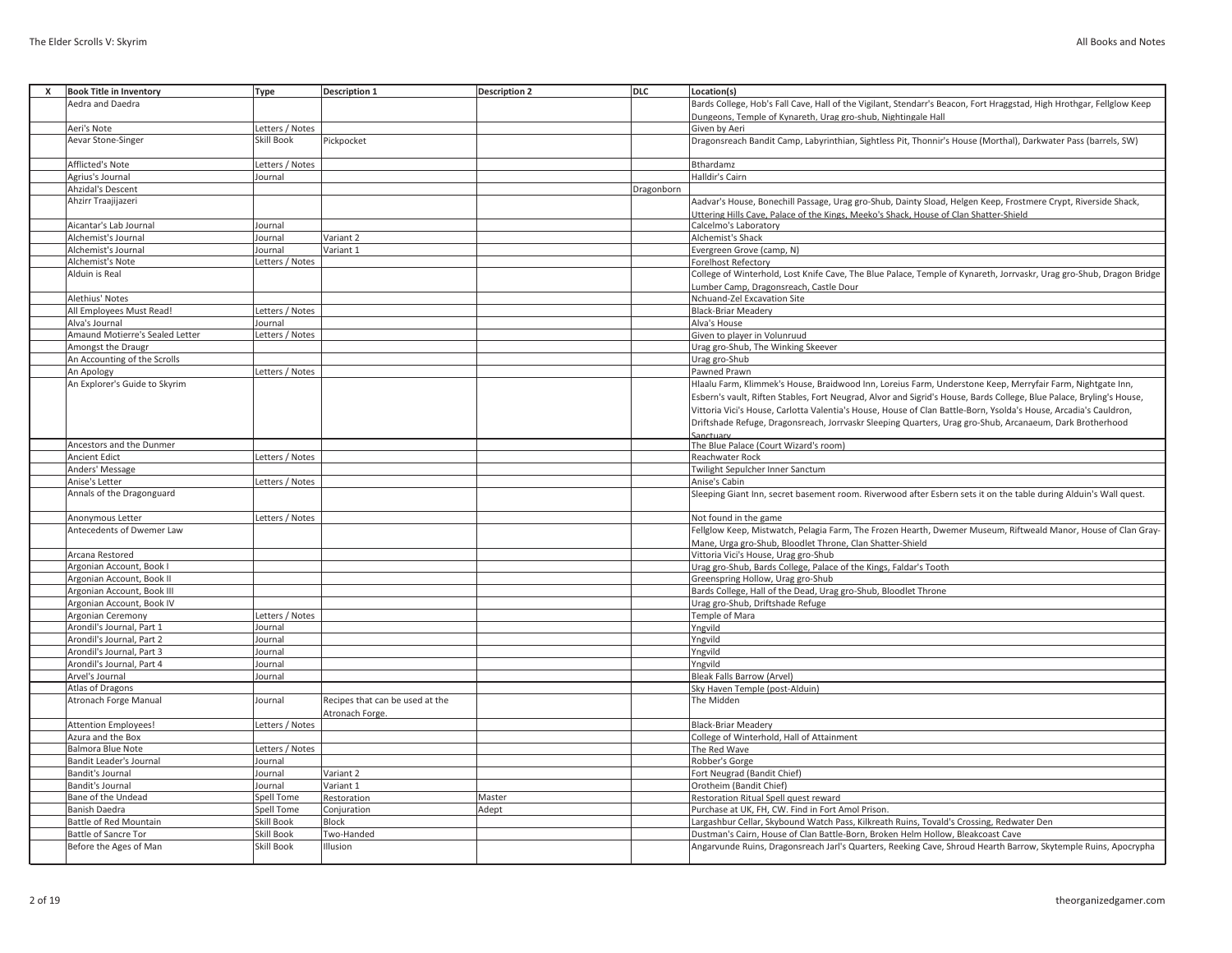| X | Book Title in Inventory | Type | Description 1 | Description 2 | DLC | Location(s) |
|---|---|---|---|---|---|---|
| | Aedra and Daedra | | | | | Bards College, Hob's Fall Cave, Hall of the Vigilant, Stendarr's Beacon, Fort Hraggstad, High Hrothgar, Fellglow Keep Dungeons, Temple of Kynareth, Urag gro-shub, Nightingale Hall |
| | Aeri's Note | Letters / Notes | | | | Given by Aeri |
| | Aevar Stone-Singer | Skill Book | Pickpocket | | | Dragonsreach Bandit Camp, Labyrinthian, Sightless Pit, Thonnir's House (Morthal), Darkwater Pass (barrels, SW) |
| | Afflicted's Note | Letters / Notes | | | | Bthardamz |
| | Agrius's Journal | Journal | | | | Halldir's Cairn |
| | Ahzidal's Descent | | | | Dragonborn | |
| | Ahzirr Traajijazeri | | | | | Aadvar's House, Bonechill Passage, Urag gro-Shub, Dainty Sload, Helgen Keep, Frostmere Crypt, Riverside Shack, Uttering Hills Cave, Palace of the Kings, Meeko's Shack, House of Clan Shatter-Shield |
| | Aicantar's Lab Journal | Journal | | | | Calcelmo's Laboratory |
| | Alchemist's Journal | Journal | Variant 2 | | | Alchemist's Shack |
| | Alchemist's Journal | Journal | Variant 1 | | | Evergreen Grove (camp, N) |
| | Alchemist's Note | Letters / Notes | | | | Forelhost Refectory |
| | Alduin is Real | | | | | College of Winterhold, Lost Knife Cave, The Blue Palace, Temple of Kynareth, Jorrvaskr, Urag gro-Shub, Dragon Bridge Lumber Camp, Dragonsreach, Castle Dour |
| | Alethius' Notes | | | | | Nchuand-Zel Excavation Site |
| | All Employees Must Read! | Letters / Notes | | | | Black-Briar Meadery |
| | Alva's Journal | Journal | | | | Alva's House |
| | Amaund Motierre's Sealed Letter | Letters / Notes | | | | Given to player in Volunruud |
| | Amongst the Draugr | | | | | Urag gro-Shub, The Winking Skeever |
| | An Accounting of the Scrolls | | | | | Urag gro-Shub |
| | An Apology | Letters / Notes | | | | Pawned Prawn |
| | An Explorer's Guide to Skyrim | | | | | Hlaalu Farm, Klimmek's House, Braidwood Inn, Loreius Farm, Understone Keep, Merryfair Farm, Nightgate Inn, Esbern's vault, Riften Stables, Fort Neugrad, Alvor and Sigrid's House, Bards College, Blue Palace, Bryling's House, Vittoria Vici's House, Carlotta Valentia's House, House of Clan Battle-Born, Ysolda's House, Arcadia's Cauldron, Driftshade Refuge, Dragonsreach, Jorrvaskr Sleeping Quarters, Urag gro-Shub, Arcanaeum, Dark Brotherhood Sanctuary |
| | Ancestors and the Dunmer | | | | | The Blue Palace (Court Wizard's room) |
| | Ancient Edict | Letters / Notes | | | | Reachwater Rock |
| | Anders' Message | | | | | Twilight Sepulcher Inner Sanctum |
| | Anise's Letter | Letters / Notes | | | | Anise's Cabin |
| | Annals of the Dragonguard | | | | | Sleeping Giant Inn, secret basement room. Riverwood after Esbern sets it on the table during Alduin's Wall quest. |
| | Anonymous Letter | Letters / Notes | | | | Not found in the game |
| | Antecedents of Dwemer Law | | | | | Fellglow Keep, Mistwatch, Pelagia Farm, The Frozen Hearth, Dwemer Museum, Riftweald Manor, House of Clan Gray-Mane, Urga gro-Shub, Bloodlet Throne, Clan Shatter-Shield |
| | Arcana Restored | | | | | Vittoria Vici's House, Urag gro-Shub |
| | Argonian Account, Book I | | | | | Urag gro-Shub, Bards College, Palace of the Kings, Faldar's Tooth |
| | Argonian Account, Book II | | | | | Greenspring Hollow, Urag gro-Shub |
| | Argonian Account, Book III | | | | | Bards College, Hall of the Dead, Urag gro-Shub, Bloodlet Throne |
| | Argonian Account, Book IV | | | | | Urag gro-Shub, Driftshade Refuge |
| | Argonian Ceremony | Letters / Notes | | | | Temple of Mara |
| | Arondil's Journal, Part 1 | Journal | | | | Yngvild |
| | Arondil's Journal, Part 2 | Journal | | | | Yngvild |
| | Arondil's Journal, Part 3 | Journal | | | | Yngvild |
| | Arondil's Journal, Part 4 | Journal | | | | Yngvild |
| | Arvel's Journal | Journal | | | | Bleak Falls Barrow (Arvel) |
| | Atlas of Dragons | | | | | Sky Haven Temple (post-Alduin) |
| | Atronach Forge Manual | Journal | Recipes that can be used at the Atronach Forge. | | | The Midden |
| | Attention Employees! | Letters / Notes | | | | Black-Briar Meadery |
| | Azura and the Box | | | | | College of Winterhold, Hall of Attainment |
| | Balmora Blue Note | Letters / Notes | | | | The Red Wave |
| | Bandit Leader's Journal | Journal | | | | Robber's Gorge |
| | Bandit's Journal | Journal | Variant 2 | | | Fort Neugrad (Bandit Chief) |
| | Bandit's Journal | Journal | Variant 1 | | | Orotheim (Bandit Chief) |
| | Bane of the Undead | Spell Tome | Restoration | Master | | Restoration Ritual Spell quest reward |
| | Banish Daedra | Spell Tome | Conjuration | Adept | | Purchase at UK, FH, CW. Find in Fort Amol Prison. |
| | Battle of Red Mountain | Skill Book | Block | | | Largashbur Cellar, Skybound Watch Pass, Kilkreath Ruins, Tovald's Crossing, Redwater Den |
| | Battle of Sancre Tor | Skill Book | Two-Handed | | | Dustman's Cairn, House of Clan Battle-Born, Broken Helm Hollow, Bleakcoast Cave |
| | Before the Ages of Man | Skill Book | Illusion | | | Angarvunde Ruins, Dragonsreach Jarl's Quarters, Reeking Cave, Shroud Hearth Barrow, Skytemple Ruins, Apocrypha |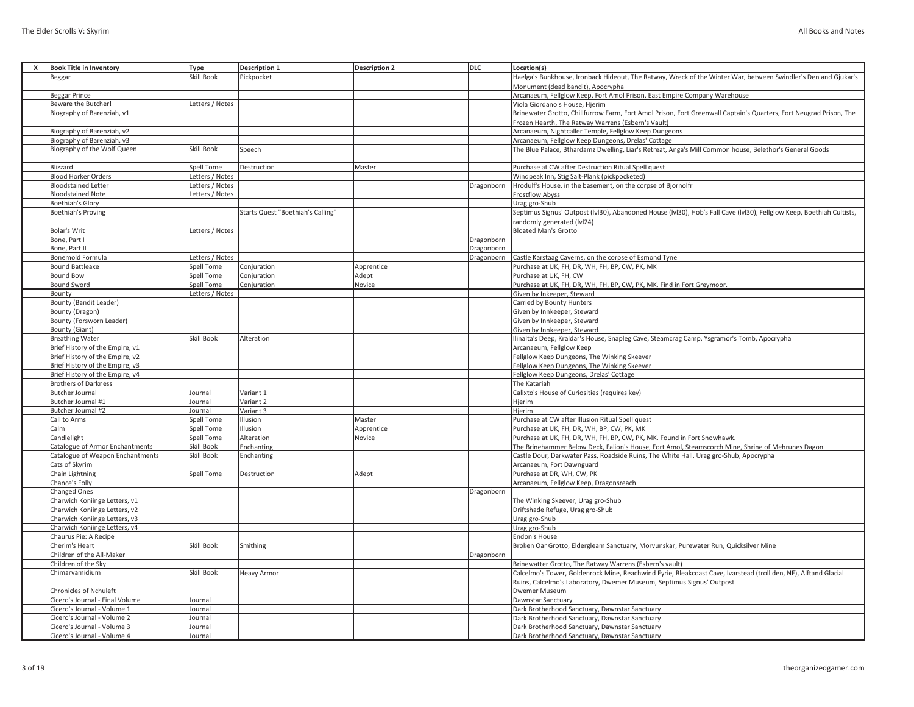| X | Book Title in Inventory | Type | Description 1 | Description 2 | DLC | Location(s) |
|---|---|---|---|---|---|---|
| | Beggar | Skill Book | Pickpocket | | | Haelga's Bunkhouse, Ironback Hideout, The Ratway, Wreck of the Winter War, between Swindler's Den and Gjukar's Monument (dead bandit), Apocrypha |
| | Beggar Prince | | | | | Arcanaeum, Fellglow Keep, Fort Amol Prison, East Empire Company Warehouse |
| | Beware the Butcher! | Letters / Notes | | | | Viola Giordano's House, Hjerim |
| | Biography of Barenziah, v1 | | | | | Brinewater Grotto, Chillfurrow Farm, Fort Amol Prison, Fort Greenwall Captain's Quarters, Fort Neugrad Prison, The Frozen Hearth, The Ratway Warrens (Esbern's Vault) |
| | Biography of Barenziah, v2 | | | | | Arcanaeum, Nightcaller Temple, Fellglow Keep Dungeons |
| | Biography of Barenziah, v3 | | | | | Arcanaeum, Fellglow Keep Dungeons, Drelas' Cottage |
| | Biography of the Wolf Queen | Skill Book | Speech | | | The Blue Palace, Bthardamz Dwelling, Liar's Retreat, Anga's Mill Common house, Belethor's General Goods |
| | Blizzard | Spell Tome | Destruction | Master | | Purchase at CW after Destruction Ritual Spell quest |
| | Blood Horker Orders | Letters / Notes | | | | Windpeak Inn, Stig Salt-Plank (pickpocketed) |
| | Bloodstained Letter | Letters / Notes | | | Dragonborn | Hrodulf's House, in the basement, on the corpse of Bjornolfr |
| | Bloodstained Note | Letters / Notes | | | | Frostflow Abyss |
| | Boethiah's Glory | | | | | Urag gro-Shub |
| | Boethiah's Proving | | Starts Quest "Boethiah's Calling" | | | Septimus Signus' Outpost (lvl30), Abandoned House (lvl30), Hob's Fall Cave (lvl30), Fellglow Keep, Boethiah Cultists, randomly generated (lvl24) |
| | Bolar's Writ | Letters / Notes | | | | Bloated Man's Grotto |
| | Bone, Part I | | | | Dragonborn | |
| | Bone, Part II | | | | Dragonborn | |
| | Bonemold Formula | Letters / Notes | | | Dragonborn | Castle Karstaag Caverns, on the corpse of Esmond Tyne |
| | Bound Battleaxe | Spell Tome | Conjuration | Apprentice | | Purchase at UK, FH, DR, WH, FH, BP, CW, PK, MK |
| | Bound Bow | Spell Tome | Conjuration | Adept | | Purchase at UK, FH, CW |
| | Bound Sword | Spell Tome | Conjuration | Novice | | Purchase at UK, FH, DR, WH, FH, BP, CW, PK, MK. Find in Fort Greymoor. |
| | Bounty | Letters / Notes | | | | Given by Inkeeper, Steward |
| | Bounty (Bandit Leader) | | | | | Carried by Bounty Hunters |
| | Bounty (Dragon) | | | | | Given by Innkeeper, Steward |
| | Bounty (Forsworn Leader) | | | | | Given by Innkeeper, Steward |
| | Bounty (Giant) | | | | | Given by Innkeeper, Steward |
| | Breathing Water | Skill Book | Alteration | | | Ilinalta's Deep, Kraldar's House, Snapleg Cave, Steamcrag Camp, Ysgramor's Tomb, Apocrypha |
| | Brief History of the Empire, v1 | | | | | Arcanaeum, Fellglow Keep |
| | Brief History of the Empire, v2 | | | | | Fellglow Keep Dungeons, The Winking Skeever |
| | Brief History of the Empire, v3 | | | | | Fellglow Keep Dungeons, The Winking Skeever |
| | Brief History of the Empire, v4 | | | | | Fellglow Keep Dungeons, Drelas' Cottage |
| | Brothers of Darkness | | | | | The Katariah |
| | Butcher Journal | Journal | Variant 1 | | | Calixto's House of Curiosities (requires key) |
| | Butcher Journal #1 | Journal | Variant 2 | | | Hjerim |
| | Butcher Journal #2 | Journal | Variant 3 | | | Hjerim |
| | Call to Arms | Spell Tome | Illusion | Master | | Purchase at CW after Illusion Ritual Spell quest |
| | Calm | Spell Tome | Illusion | Apprentice | | Purchase at UK, FH, DR, WH, BP, CW, PK, MK |
| | Candlelight | Spell Tome | Alteration | Novice | | Purchase at UK, FH, DR, WH, FH, BP, CW, PK, MK. Found in Fort Snowhawk. |
| | Catalogue of Armor Enchantments | Skill Book | Enchanting | | | The Brinehammer Below Deck, Falion's House, Fort Amol, Steamscorch Mine, Shrine of Mehrunes Dagon |
| | Catalogue of Weapon Enchantments | Skill Book | Enchanting | | | Castle Dour, Darkwater Pass, Roadside Ruins, The White Hall, Urag gro-Shub, Apocrypha |
| | Cats of Skyrim | | | | | Arcanaeum, Fort Dawnguard |
| | Chain Lightning | Spell Tome | Destruction | Adept | | Purchase at DR, WH, CW, PK |
| | Chance's Folly | | | | | Arcanaeum, Fellglow Keep, Dragonsreach |
| | Changed Ones | | | | Dragonborn | |
| | Charwich Koniinge Letters, v1 | | | | | The Winking Skeever, Urag gro-Shub |
| | Charwich Koniinge Letters, v2 | | | | | Driftshade Refuge, Urag gro-Shub |
| | Charwich Koniinge Letters, v3 | | | | | Urag gro-Shub |
| | Charwich Koniinge Letters, v4 | | | | | Urag gro-Shub |
| | Chaurus Pie: A Recipe | | | | | Endon's House |
| | Cherim's Heart | Skill Book | Smithing | | | Broken Oar Grotto, Eldergleam Sanctuary, Morvunskar, Purewater Run, Quicksilver Mine |
| | Children of the All-Maker | | | | Dragonborn | |
| | Children of the Sky | | | | | Brinewatter Grotto, The Ratway Warrens (Esbern's vault) |
| | Chimarvamidium | Skill Book | Heavy Armor | | | Calcelmo's Tower, Goldenrock Mine, Reachwind Eyrie, Bleakcoast Cave, Ivarstead (troll den, NE), Alftand Glacial Ruins, Calcelmo's Laboratory, Dwemer Museum, Septimus Signus' Outpost |
| | Chronicles of Nchuleft | | | | | Dwemer Museum |
| | Cicero's Journal - Final Volume | Journal | | | | Dawnstar Sanctuary |
| | Cicero's Journal - Volume 1 | Journal | | | | Dark Brotherhood Sanctuary, Dawnstar Sanctuary |
| | Cicero's Journal - Volume 2 | Journal | | | | Dark Brotherhood Sanctuary, Dawnstar Sanctuary |
| | Cicero's Journal - Volume 3 | Journal | | | | Dark Brotherhood Sanctuary, Dawnstar Sanctuary |
| | Cicero's Journal - Volume 4 | Journal | | | | Dark Brotherhood Sanctuary, Dawnstar Sanctuary |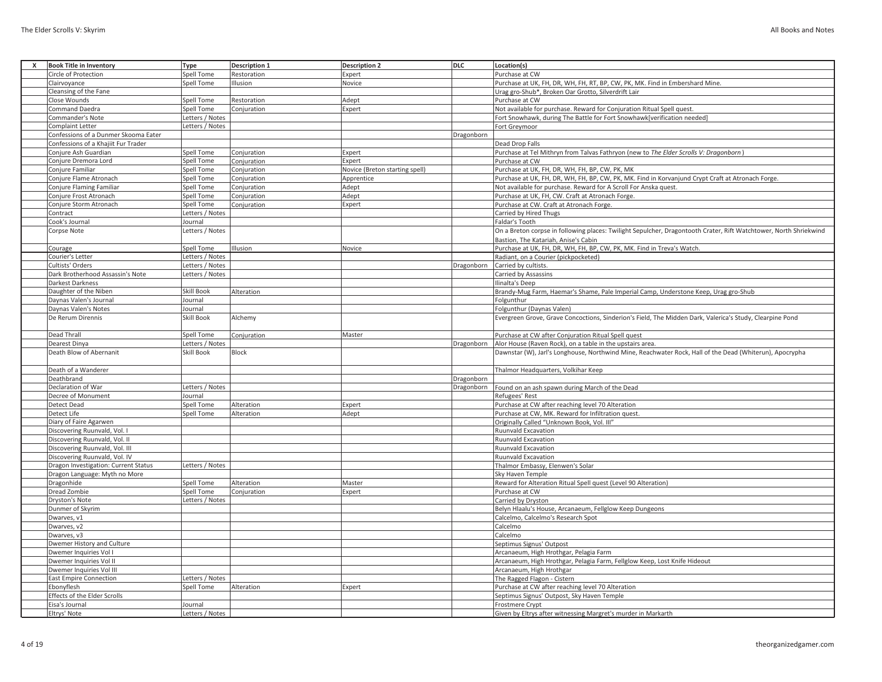| X | Book Title in Inventory | Type | Description 1 | Description 2 | DLC | Location(s) |
|---|---|---|---|---|---|---|
| | Circle of Protection | Spell Tome | Restoration | Expert | | Purchase at CW |
| | Clairvoyance | Spell Tome | Illusion | Novice | | Purchase at UK, FH, DR, WH, FH, RT, BP, CW, PK, MK. Find in Embershard Mine. |
| | Cleansing of the Fane | | | | | Urag gro-Shub*, Broken Oar Grotto, Silverdrift Lair |
| | Close Wounds | Spell Tome | Restoration | Adept | | Purchase at CW |
| | Command Daedra | Spell Tome | Conjuration | Expert | | Not available for purchase. Reward for Conjuration Ritual Spell quest. |
| | Commander's Note | Letters / Notes | | | | Fort Snowhawk, during The Battle for Fort Snowhawk[verification needed] |
| | Complaint Letter | Letters / Notes | | | | Fort Greymoor |
| | Confessions of a Dunmer Skooma Eater | | | | Dragonborn | |
| | Confessions of a Khajiit Fur Trader | | | | | Dead Drop Falls |
| | Conjure Ash Guardian | Spell Tome | Conjuration | Expert | | Purchase at Tel Mithryn from Talvas Fathryon (new to *The Elder Scrolls V: Dragonborn*) |
| | Conjure Dremora Lord | Spell Tome | Conjuration | Expert | | Purchase at CW |
| | Conjure Familiar | Spell Tome | Conjuration | Novice (Breton starting spell) | | Purchase at UK, FH, DR, WH, FH, BP, CW, PK, MK |
| | Conjure Flame Atronach | Spell Tome | Conjuration | Apprentice | | Purchase at UK, FH, DR, WH, FH, BP, CW, PK, MK. Find in Korvanjund Crypt Craft at Atronach Forge. |
| | Conjure Flaming Familiar | Spell Tome | Conjuration | Adept | | Not available for purchase. Reward for A Scroll For Anska quest. |
| | Conjure Frost Atronach | Spell Tome | Conjuration | Adept | | Purchase at UK, FH, CW. Craft at Atronach Forge. |
| | Conjure Storm Atronach | Spell Tome | Conjuration | Expert | | Purchase at CW. Craft at Atronach Forge. |
| | Contract | Letters / Notes | | | | Carried by Hired Thugs |
| | Cook's Journal | Journal | | | | Faldar's Tooth |
| | Corpse Note | Letters / Notes | | | | On a Breton corpse in following places: Twilight Sepulcher, Dragontooth Crater, Rift Watchtower, North Shriekwind Bastion, The Katariah, Anise's Cabin |
| | Courage | Spell Tome | Illusion | Novice | | Purchase at UK, FH, DR, WH, FH, BP, CW, PK, MK. Find in Treva's Watch. |
| | Courier's Letter | Letters / Notes | | | | Radiant, on a Courier (pickpocketed) |
| | Cultists' Orders | Letters / Notes | | | Dragonborn | Carried by cultists. |
| | Dark Brotherhood Assassin's Note | Letters / Notes | | | | Carried by Assassins |
| | Darkest Darkness | | | | | Ilinalta's Deep |
| | Daughter of the Niben | Skill Book | Alteration | | | Brandy-Mug Farm, Haemar's Shame, Pale Imperial Camp, Understone Keep, Urag gro-Shub |
| | Daynas Valen's Journal | Journal | | | | Folgunthur |
| | Daynas Valen's Notes | Journal | | | | Folgunthur (Daynas Valen) |
| | De Rerum Dirennis | Skill Book | Alchemy | | | Evergreen Grove, Grave Concoctions, Sinderion's Field, The Midden Dark, Valerica's Study, Clearpine Pond |
| | Dead Thrall | Spell Tome | Conjuration | Master | | Purchase at CW after Conjuration Ritual Spell quest |
| | Dearest Dinya | Letters / Notes | | | Dragonborn | Alor House (Raven Rock), on a table in the upstairs area. |
| | Death Blow of Abernanit | Skill Book | Block | | | Dawnstar (W), Jarl's Longhouse, Northwind Mine, Reachwater Rock, Hall of the Dead (Whiterun), Apocrypha |
| | Death of a Wanderer | | | | | Thalmor Headquarters, Volkihar Keep |
| | Deathbrand | | | | Dragonborn | |
| | Declaration of War | Letters / Notes | | | Dragonborn | Found on an ash spawn during March of the Dead |
| | Decree of Monument | Journal | | | | Refugees' Rest |
| | Detect Dead | Spell Tome | Alteration | Expert | | Purchase at CW after reaching level 70 Alteration |
| | Detect Life | Spell Tome | Alteration | Adept | | Purchase at CW, MK. Reward for Infiltration quest. |
| | Diary of Faire Agarwen | | | | | Originally Called "Unknown Book, Vol. III" |
| | Discovering Ruunvald, Vol. I | | | | | Ruunvald Excavation |
| | Discovering Ruunvald, Vol. II | | | | | Ruunvald Excavation |
| | Discovering Ruunvald, Vol. III | | | | | Ruunvald Excavation |
| | Discovering Ruunvald, Vol. IV | | | | | Ruunvald Excavation |
| | Dragon Investigation: Current Status | Letters / Notes | | | | Thalmor Embassy, Elenwen's Solar |
| | Dragon Language: Myth no More | | | | | Sky Haven Temple |
| | Dragonhide | Spell Tome | Alteration | Master | | Reward for Alteration Ritual Spell quest (Level 90 Alteration) |
| | Dread Zombie | Spell Tome | Conjuration | Expert | | Purchase at CW |
| | Dryston's Note | Letters / Notes | | | | Carried by Dryston |
| | Dunmer of Skyrim | | | | | Belyn Hlaalu's House, Arcanaeum, Fellglow Keep Dungeons |
| | Dwarves, v1 | | | | | Calcelmo, Calcelmo's Research Spot |
| | Dwarves, v2 | | | | | Calcelmo |
| | Dwarves, v3 | | | | | Calcelmo |
| | Dwemer History and Culture | | | | | Septimus Signus' Outpost |
| | Dwemer Inquiries Vol I | | | | | Arcanaeum, High Hrothgar, Pelagia Farm |
| | Dwemer Inquiries Vol II | | | | | Arcanaeum, High Hrothgar, Pelagia Farm, Fellglow Keep, Lost Knife Hideout |
| | Dwemer Inquiries Vol III | | | | | Arcanaeum, High Hrothgar |
| | East Empire Connection | Letters / Notes | | | | The Ragged Flagon - Cistern |
| | Ebonyflesh | Spell Tome | Alteration | Expert | | Purchase at CW after reaching level 70 Alteration |
| | Effects of the Elder Scrolls | | | | | Septimus Signus' Outpost, Sky Haven Temple |
| | Eisa's Journal | Journal | | | | Frostmere Crypt |
| | Eltrys' Note | Letters / Notes | | | | Given by Eltrys after witnessing Margret's murder in Markarth |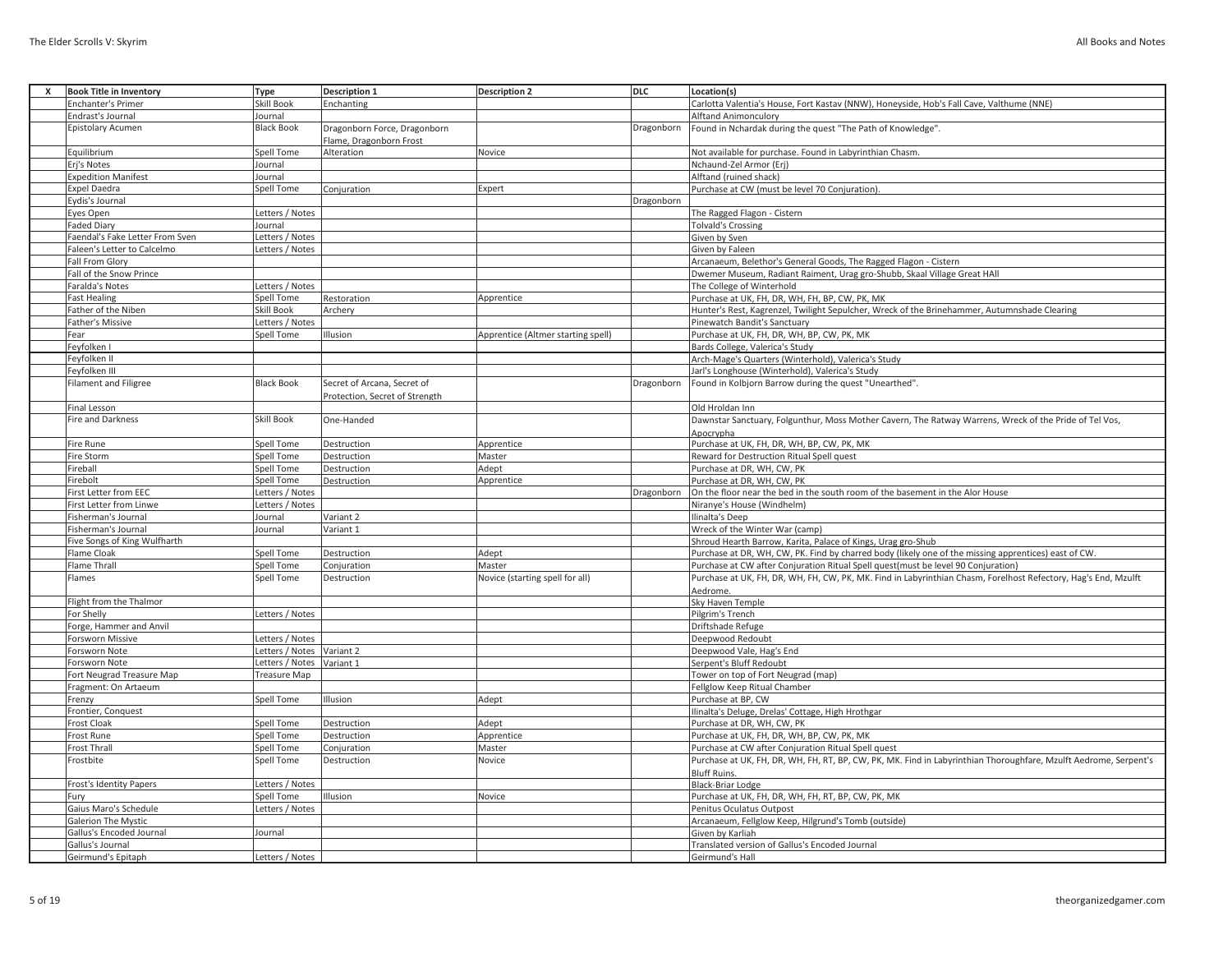| X | Book Title in Inventory | Type | Description 1 | Description 2 | DLC | Location(s) |
|---|---|---|---|---|---|---|
| | Enchanter's Primer | Skill Book | Enchanting | | | Carlotta Valentia's House, Fort Kastav (NNW), Honeyside, Hob's Fall Cave, Valthume (NNE) |
| | Endrast's Journal | Journal | | | | Alftand Animonculory |
| | Epistolary Acumen | Black Book | Dragonborn Force, Dragonborn Flame, Dragonborn Frost | | Dragonborn | Found in Nchardak during the quest "The Path of Knowledge". |
| | Equilibrium | Spell Tome | Alteration | Novice | | Not available for purchase. Found in Labyrinthian Chasm. |
| | Erj's Notes | Journal | | | | Nchaund-Zel Armor (Erj) |
| | Expedition Manifest | Journal | | | | Alftand (ruined shack) |
| | Expel Daedra | Spell Tome | Conjuration | Expert | | Purchase at CW (must be level 70 Conjuration). |
| | Eydis's Journal | | | | Dragonborn | |
| | Eyes Open | Letters / Notes | | | | The Ragged Flagon - Cistern |
| | Faded Diary | Journal | | | | Tolvald's Crossing |
| | Faendal's Fake Letter From Sven | Letters / Notes | | | | Given by Sven |
| | Faleen's Letter to Calcelmo | Letters / Notes | | | | Given by Faleen |
| | Fall From Glory | | | | | Arcanaeum, Belethor's General Goods, The Ragged Flagon - Cistern |
| | Fall of the Snow Prince | | | | | Dwemer Museum, Radiant Raiment, Urag gro-Shubb, Skaal Village Great HAll |
| | Faralda's Notes | Letters / Notes | | | | The College of Winterhold |
| | Fast Healing | Spell Tome | Restoration | Apprentice | | Purchase at UK, FH, DR, WH, FH, BP, CW, PK, MK |
| | Father of the Niben | Skill Book | Archery | | | Hunter's Rest, Kagrenzel, Twilight Sepulcher, Wreck of the Brinehammer, Autumnshade Clearing |
| | Father's Missive | Letters / Notes | | | | Pinewatch Bandit's Sanctuary |
| | Fear | Spell Tome | Illusion | Apprentice (Altmer starting spell) | | Purchase at UK, FH, DR, WH, BP, CW, PK, MK |
| | Feyfolken I | | | | | Bards College, Valerica's Study |
| | Feyfolken II | | | | | Arch-Mage's Quarters (Winterhold), Valerica's Study |
| | Feyfolken III | | | | | Jarl's Longhouse (Winterhold), Valerica's Study |
| | Filament and Filigree | Black Book | Secret of Arcana, Secret of Protection, Secret of Strength | | Dragonborn | Found in Kolbjorn Barrow during the quest "Unearthed". |
| | Final Lesson | | | | | Old Hroldan Inn |
| | Fire and Darkness | Skill Book | One-Handed | | | Dawnstar Sanctuary, Folgunthur, Moss Mother Cavern, The Ratway Warrens, Wreck of the Pride of Tel Vos, Apocrypha |
| | Fire Rune | Spell Tome | Destruction | Apprentice | | Purchase at UK, FH, DR, WH, BP, CW, PK, MK |
| | Fire Storm | Spell Tome | Destruction | Master | | Reward for Destruction Ritual Spell quest |
| | Fireball | Spell Tome | Destruction | Adept | | Purchase at DR, WH, CW, PK |
| | Firebolt | Spell Tome | Destruction | Apprentice | | Purchase at DR, WH, CW, PK |
| | First Letter from EEC | Letters / Notes | | | Dragonborn | On the floor near the bed in the south room of the basement in the Alor House |
| | First Letter from Linwe | Letters / Notes | | | | Niranye's House (Windhelm) |
| | Fisherman's Journal | Journal | Variant 2 | | | Ilinalta's Deep |
| | Fisherman's Journal | Journal | Variant 1 | | | Wreck of the Winter War (camp) |
| | Five Songs of King Wulfharth | | | | | Shroud Hearth Barrow, Karita, Palace of Kings, Urag gro-Shub |
| | Flame Cloak | Spell Tome | Destruction | Adept | | Purchase at DR, WH, CW, PK. Find by charred body (likely one of the missing apprentices) east of CW. |
| | Flame Thrall | Spell Tome | Conjuration | Master | | Purchase at CW after Conjuration Ritual Spell quest(must be level 90 Conjuration) |
| | Flames | Spell Tome | Destruction | Novice (starting spell for all) | | Purchase at UK, FH, DR, WH, FH, CW, PK, MK. Find in Labyrinthian Chasm, Forelhost Refectory, Hag's End, Mzulft Aedrome. |
| | Flight from the Thalmor | | | | | Sky Haven Temple |
| | For Shelly | Letters / Notes | | | | Pilgrim's Trench |
| | Forge, Hammer and Anvil | | | | | Driftshade Refuge |
| | Forsworn Missive | Letters / Notes | | | | Deepwood Redoubt |
| | Forsworn Note | Letters / Notes | Variant 2 | | | Deepwood Vale, Hag's End |
| | Forsworn Note | Letters / Notes | Variant 1 | | | Serpent's Bluff Redoubt |
| | Fort Neugrad Treasure Map | Treasure Map | | | | Tower on top of Fort Neugrad (map) |
| | Fragment: On Artaeum | | | | | Fellglow Keep Ritual Chamber |
| | Frenzy | Spell Tome | Illusion | Adept | | Purchase at BP, CW |
| | Frontier, Conquest | | | | | Ilinalta's Deluge, Drelas' Cottage, High Hrothgar |
| | Frost Cloak | Spell Tome | Destruction | Adept | | Purchase at DR, WH, CW, PK |
| | Frost Rune | Spell Tome | Destruction | Apprentice | | Purchase at UK, FH, DR, WH, BP, CW, PK, MK |
| | Frost Thrall | Spell Tome | Conjuration | Master | | Purchase at CW after Conjuration Ritual Spell quest |
| | Frostbite | Spell Tome | Destruction | Novice | | Purchase at UK, FH, DR, WH, FH, RT, BP, CW, PK, MK. Find in Labyrinthian Thoroughfare, Mzulft Aedrome, Serpent's Bluff Ruins. |
| | Frost's Identity Papers | Letters / Notes | | | | Black-Briar Lodge |
| | Fury | Spell Tome | Illusion | Novice | | Purchase at UK, FH, DR, WH, FH, RT, BP, CW, PK, MK |
| | Gaius Maro's Schedule | Letters / Notes | | | | Penitus Oculatus Outpost |
| | Galerion The Mystic | | | | | Arcanaeum, Fellglow Keep, Hilgrund's Tomb (outside) |
| | Gallus's Encoded Journal | Journal | | | | Given by Karliah |
| | Gallus's Journal | | | | | Translated version of Gallus's Encoded Journal |
| | Geirmund's Epitaph | Letters / Notes | | | | Geirmund's Hall |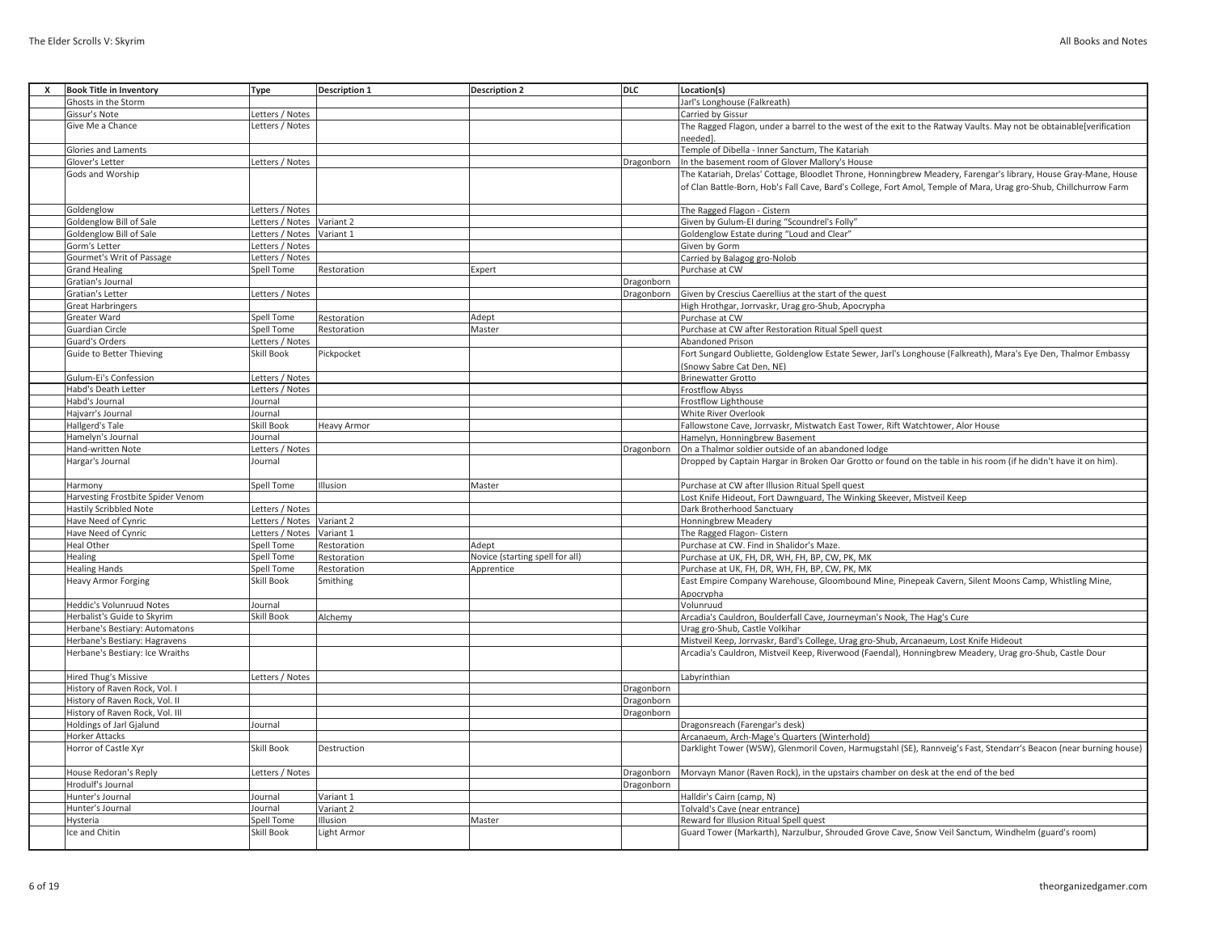| X | Book Title in Inventory | Type | Description 1 | Description 2 | DLC | Location(s) |
|---|---|---|---|---|---|---|
| | Ghosts in the Storm | | | | | Jarl's Longhouse (Falkreath) |
| | Gissur's Note | Letters / Notes | | | | Carried by Gissur |
| | Give Me a Chance | Letters / Notes | | | | The Ragged Flagon, under a barrel to the west of the exit to the Ratway Vaults. May not be obtainable[verification needed]. |
| | Glories and Laments | | | | | Temple of Dibella - Inner Sanctum, The Katariah |
| | Glover's Letter | Letters / Notes | | | Dragonborn | In the basement room of Glover Mallory's House |
| | Gods and Worship | | | | | The Katariah, Drelas' Cottage, Bloodlet Throne, Honningbrew Meadery, Farengar's library, House Gray-Mane, House of Clan Battle-Born, Hob's Fall Cave, Bard's College, Fort Amol, Temple of Mara, Urag gro-Shub, Chillchurrow Farm |
| | Goldenglow | Letters / Notes | | | | The Ragged Flagon - Cistern |
| | Goldenglow Bill of Sale | Letters / Notes | Variant 2 | | | Given by Gulum-Ei during "Scoundrel's Folly" |
| | Goldenglow Bill of Sale | Letters / Notes | Variant 1 | | | Goldenglow Estate during "Loud and Clear" |
| | Gorm's Letter | Letters / Notes | | | | Given by Gorm |
| | Gourmet's Writ of Passage | Letters / Notes | | | | Carried by Balagog gro-Nolob |
| | Grand Healing | Spell Tome | Restoration | Expert | | Purchase at CW |
| | Gratian's Journal | | | | Dragonborn | |
| | Gratian's Letter | Letters / Notes | | | Dragonborn | Given by Crescius Caerellius at the start of the quest |
| | Great Harbringers | | | | | High Hrothgar, Jorrvaskr, Urag gro-Shub, Apocrypha |
| | Greater Ward | Spell Tome | Restoration | Adept | | Purchase at CW |
| | Guardian Circle | Spell Tome | Restoration | Master | | Purchase at CW after Restoration Ritual Spell quest |
| | Guard's Orders | Letters / Notes | | | | Abandoned Prison |
| | Guide to Better Thieving | Skill Book | Pickpocket | | | Fort Sungard Oubliette, Goldenglow Estate Sewer, Jarl's Longhouse (Falkreath), Mara's Eye Den, Thalmor Embassy (Snowy Sabre Cat Den, NE) |
| | Gulum-Ei's Confession | Letters / Notes | | | | Brinewatter Grotto |
| | Habd's Death Letter | Letters / Notes | | | | Frostflow Abyss |
| | Habd's Journal | Journal | | | | Frostflow Lighthouse |
| | Hajvarr's Journal | Journal | | | | White River Overlook |
| | Hallgerd's Tale | Skill Book | Heavy Armor | | | Fallowstone Cave, Jorrvaskr, Mistwatch East Tower, Rift Watchtower, Alor House |
| | Hamelyn's Journal | Journal | | | | Hamelyn, Honningbrew Basement |
| | Hand-written Note | Letters / Notes | | | Dragonborn | On a Thalmor soldier outside of an abandoned lodge |
| | Hargar's Journal | Journal | | | | Dropped by Captain Hargar in Broken Oar Grotto or found on the table in his room (if he didn't have it on him). |
| | Harmony | Spell Tome | Illusion | Master | | Purchase at CW after Illusion Ritual Spell quest |
| | Harvesting Frostbite Spider Venom | | | | | Lost Knife Hideout, Fort Dawnguard, The Winking Skeever, Mistveil Keep |
| | Hastily Scribbled Note | Letters / Notes | | | | Dark Brotherhood Sanctuary |
| | Have Need of Cynric | Letters / Notes | Variant 2 | | | Honningbrew Meadery |
| | Have Need of Cynric | Letters / Notes | Variant 1 | | | The Ragged Flagon- Cistern |
| | Heal Other | Spell Tome | Restoration | Adept | | Purchase at CW. Find in Shalidor's Maze. |
| | Healing | Spell Tome | Restoration | Novice (starting spell for all) | | Purchase at UK, FH, DR, WH, FH, BP, CW, PK, MK |
| | Healing Hands | Spell Tome | Restoration | Apprentice | | Purchase at UK, FH, DR, WH, FH, BP, CW, PK, MK |
| | Heavy Armor Forging | Skill Book | Smithing | | | East Empire Company Warehouse, Gloombound Mine, Pinepeak Cavern, Silent Moons Camp, Whistling Mine, Apocrypha |
| | Heddic's Volunruud Notes | Journal | | | | Volunruud |
| | Herbalist's Guide to Skyrim | Skill Book | Alchemy | | | Arcadia's Cauldron, Boulderfall Cave, Journeyman's Nook, The Hag's Cure |
| | Herbane's Bestiary: Automatons | | | | | Urag gro-Shub, Castle Volkihar |
| | Herbane's Bestiary: Hagravens | | | | | Mistveil Keep, Jorrvaskr, Bard's College, Urag gro-Shub, Arcanaeum, Lost Knife Hideout |
| | Herbane's Bestiary: Ice Wraiths | | | | | Arcadia's Cauldron, Mistveil Keep, Riverwood (Faendal), Honningbrew Meadery, Urag gro-Shub, Castle Dour |
| | Hired Thug's Missive | Letters / Notes | | | | Labyrinthian |
| | History of Raven Rock, Vol. I | | | | Dragonborn | |
| | History of Raven Rock, Vol. II | | | | Dragonborn | |
| | History of Raven Rock, Vol. III | | | | Dragonborn | |
| | Holdings of Jarl Gjalund | Journal | | | | Dragonsreach (Farengar's desk) |
| | Horker Attacks | | | | | Arcanaeum, Arch-Mage's Quarters (Winterhold) |
| | Horror of Castle Xyr | Skill Book | Destruction | | | Darklight Tower (WSW), Glenmoril Coven, Harmugstahl (SE), Rannveig's Fast, Stendarr's Beacon (near burning house) |
| | House Redoran's Reply | Letters / Notes | | | Dragonborn | Morvayn Manor (Raven Rock), in the upstairs chamber on desk at the end of the bed |
| | Hrodulf's Journal | | | | Dragonborn | |
| | Hunter's Journal | Journal | Variant 1 | | | Halldir's Cairn (camp, N) |
| | Hunter's Journal | Journal | Variant 2 | | | Tolvald's Cave (near entrance) |
| | Hysteria | Spell Tome | Illusion | Master | | Reward for Illusion Ritual Spell quest |
| | Ice and Chitin | Skill Book | Light Armor | | | Guard Tower (Markarth), Narzulbur, Shrouded Grove Cave, Snow Veil Sanctum, Windhelm (guard's room) |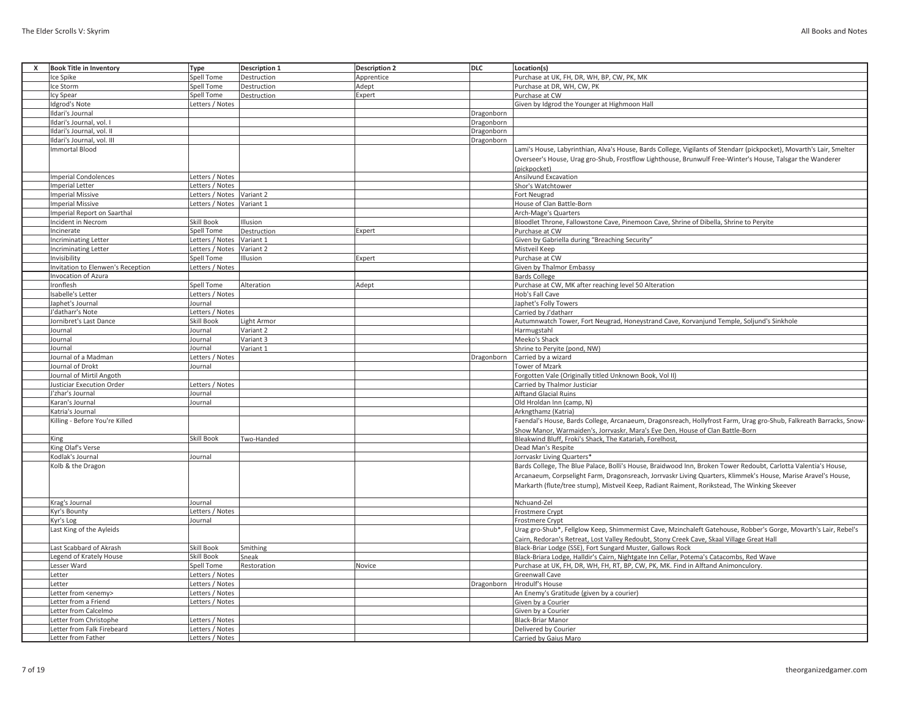| X | Book Title in Inventory | Type | Description 1 | Description 2 | DLC | Location(s) |
|---|---|---|---|---|---|---|
| | Ice Spike | Spell Tome | Destruction | Apprentice | | Purchase at UK, FH, DR, WH, BP, CW, PK, MK |
| | Ice Storm | Spell Tome | Destruction | Adept | | Purchase at DR, WH, CW, PK |
| | Icy Spear | Spell Tome | Destruction | Expert | | Purchase at CW |
| | Idgrod's Note | Letters / Notes | | | | Given by Idgrod the Younger at Highmoon Hall |
| | Ildari's Journal | | | | Dragonborn | |
| | Ildari's Journal, vol. I | | | | Dragonborn | |
| | Ildari's Journal, vol. II | | | | Dragonborn | |
| | Ildari's Journal, vol. III | | | | Dragonborn | |
| | Immortal Blood | | | | | Lami's House, Labyrinthian, Alva's House, Bards College, Vigilants of Stendarr (pickpocket), Movarth's Lair, Smelter Overseer's House, Urag gro-Shub, Frostflow Lighthouse, Brunwulf Free-Winter's House, Talsgar the Wanderer (pickpocket) |
| | Imperial Condolences | Letters / Notes | | | | Ansilvund Excavation |
| | Imperial Letter | Letters / Notes | | | | Shor's Watchtower |
| | Imperial Missive | Letters / Notes | Variant 2 | | | Fort Neugrad |
| | Imperial Missive | Letters / Notes | Variant 1 | | | House of Clan Battle-Born |
| | Imperial Report on Saarthal | | | | | Arch-Mage's Quarters |
| | Incident in Necrom | Skill Book | Illusion | | | Bloodlet Throne, Fallowstone Cave, Pinemoon Cave, Shrine of Dibella, Shrine to Peryite |
| | Incinerate | Spell Tome | Destruction | Expert | | Purchase at CW |
| | Incriminating Letter | Letters / Notes | Variant 1 | | | Given by Gabriella during "Breaching Security" |
| | Incriminating Letter | Letters / Notes | Variant 2 | | | Mistveil Keep |
| | Invisibility | Spell Tome | Illusion | Expert | | Purchase at CW |
| | Invitation to Elenwen's Reception | Letters / Notes | | | | Given by Thalmor Embassy |
| | Invocation of Azura | | | | | Bards College |
| | Ironflesh | Spell Tome | Alteration | Adept | | Purchase at CW, MK after reaching level 50 Alteration |
| | Isabelle's Letter | Letters / Notes | | | | Hob's Fall Cave |
| | Japhet's Journal | Journal | | | | Japhet's Folly Towers |
| | J'datharr's Note | Letters / Notes | | | | Carried by J'datharr |
| | Jornibret's Last Dance | Skill Book | Light Armor | | | Autumnwatch Tower, Fort Neugrad, Honeystrand Cave, Korvanjund Temple, Soljund's Sinkhole |
| | Journal | Journal | Variant 2 | | | Harmugstahl |
| | Journal | Journal | Variant 3 | | | Meeko's Shack |
| | Journal | Journal | Variant 1 | | | Shrine to Peryite (pond, NW) |
| | Journal of a Madman | Letters / Notes | | | Dragonborn | Carried by a wizard |
| | Journal of Drokt | Journal | | | | Tower of Mzark |
| | Journal of Mirtil Angoth | | | | | Forgotten Vale (Originally titled Unknown Book, Vol II) |
| | Justiciar Execution Order | Letters / Notes | | | | Carried by Thalmor Justiciar |
| | J'zhar's Journal | Journal | | | | Alftand Glacial Ruins |
| | Karan's Journal | Journal | | | | Old Hroldan Inn (camp, N) |
| | Katria's Journal | | | | | Arkngthamz (Katria) |
| | Killing - Before You're Killed | | | | | Faendal's House, Bards College, Arcanaeum, Dragonsreach, Hollyfrost Farm, Urag gro-Shub, Falkreath Barracks, Snow-Show Manor, Warmaiden's, Jorrvaskr, Mara's Eye Den, House of Clan Battle-Born |
| | King | Skill Book | Two-Handed | | | Bleakwind Bluff, Froki's Shack, The Katariah, Forelhost, |
| | King Olaf's Verse | | | | | Dead Man's Respite |
| | Kodlak's Journal | Journal | | | | Jorrvaskr Living Quarters* |
| | Kolb & the Dragon | | | | | Bards College, The Blue Palace, Bolli's House, Braidwood Inn, Broken Tower Redoubt, Carlotta Valentia's House, Arcanaeum, Corpselight Farm, Dragonsreach, Jorrvaskr Living Quarters, Klimmek's House, Marise Aravel's House, Markarth (flute/tree stump), Mistveil Keep, Radiant Raiment, Rorikstead, The Winking Skeever |
| | Krag's Journal | Journal | | | | Nchuand-Zel |
| | Kyr's Bounty | Letters / Notes | | | | Frostmere Crypt |
| | Kyr's Log | Journal | | | | Frostmere Crypt |
| | Last King of the Ayleids | | | | | Urag gro-Shub*, Fellglow Keep, Shimmermist Cave, Mzinchaleft Gatehouse, Robber's Gorge, Movarth's Lair, Rebel's Cairn, Redoran's Retreat, Lost Valley Redoubt, Stony Creek Cave, Skaal Village Great Hall |
| | Last Scabbard of Akrash | Skill Book | Smithing | | | Black-Briar Lodge (SSE), Fort Sungard Muster, Gallows Rock |
| | Legend of Krately House | Skill Book | Sneak | | | Black-Briara Lodge, Halldir's Cairn, Nightgate Inn Cellar, Potema's Catacombs, Red Wave |
| | Lesser Ward | Spell Tome | Restoration | Novice | | Purchase at UK, FH, DR, WH, FH, RT, BP, CW, PK, MK. Find in Alftand Animonculory. |
| | Letter | Letters / Notes | | | | Greenwall Cave |
| | Letter | Letters / Notes | | | Dragonborn | Hrodulf's House |
| | Letter from <enemy> | Letters / Notes | | | | An Enemy's Gratitude (given by a courier) |
| | Letter from a Friend | Letters / Notes | | | | Given by a Courier |
| | Letter from Calcelmo | | | | | Given by a Courier |
| | Letter from Christophe | Letters / Notes | | | | Black-Briar Manor |
| | Letter from Falk Firebeard | Letters / Notes | | | | Delivered by Courier |
| | Letter from Father | Letters / Notes | | | | Carried by Gaius Maro |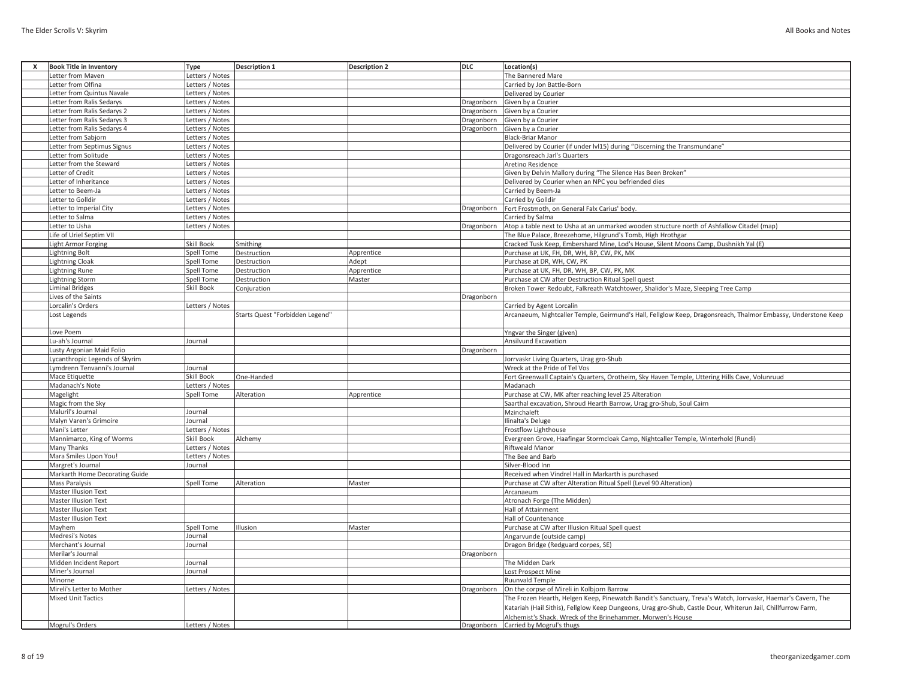| X | Book Title in Inventory | Type | Description 1 | Description 2 | DLC | Location(s) |
|---|---|---|---|---|---|---|
| | Letter from Maven | Letters / Notes | | | | The Bannered Mare |
| | Letter from Olfina | Letters / Notes | | | | Carried by Jon Battle-Born |
| | Letter from Quintus Navale | Letters / Notes | | | | Delivered by Courier |
| | Letter from Ralis Sedarys | Letters / Notes | | | Dragonborn | Given by a Courier |
| | Letter from Ralis Sedarys 2 | Letters / Notes | | | Dragonborn | Given by a Courier |
| | Letter from Ralis Sedarys 3 | Letters / Notes | | | Dragonborn | Given by a Courier |
| | Letter from Ralis Sedarys 4 | Letters / Notes | | | Dragonborn | Given by a Courier |
| | Letter from Sabjorn | Letters / Notes | | | | Black-Briar Manor |
| | Letter from Septimus Signus | Letters / Notes | | | | Delivered by Courier (if under lvl15) during "Discerning the Transmundane" |
| | Letter from Solitude | Letters / Notes | | | | Dragonsreach Jarl's Quarters |
| | Letter from the Steward | Letters / Notes | | | | Aretino Residence |
| | Letter of Credit | Letters / Notes | | | | Given by Delvin Mallory during "The Silence Has Been Broken" |
| | Letter of Inheritance | Letters / Notes | | | | Delivered by Courier when an NPC you befriended dies |
| | Letter to Beem-Ja | Letters / Notes | | | | Carried by Beem-Ja |
| | Letter to Golldir | Letters / Notes | | | | Carried by Golldir |
| | Letter to Imperial City | Letters / Notes | | | Dragonborn | Fort Frostmoth, on General Falx Carius' body. |
| | Letter to Salma | Letters / Notes | | | | Carried by Salma |
| | Letter to Usha | Letters / Notes | | | Dragonborn | Atop a table next to Usha at an unmarked wooden structure north of Ashfallow Citadel (map) |
| | Life of Uriel Septim VII | | | | | The Blue Palace, Breezehome, Hilgrund's Tomb, High Hrothgar |
| | Light Armor Forging | Skill Book | Smithing | | | Cracked Tusk Keep, Embershard Mine, Lod's House, Silent Moons Camp, Dushnikh Yal (E) |
| | Lightning Bolt | Spell Tome | Destruction | Apprentice | | Purchase at UK, FH, DR, WH, BP, CW, PK, MK |
| | Lightning Cloak | Spell Tome | Destruction | Adept | | Purchase at DR, WH, CW, PK |
| | Lightning Rune | Spell Tome | Destruction | Apprentice | | Purchase at UK, FH, DR, WH, BP, CW, PK, MK |
| | Lightning Storm | Spell Tome | Destruction | Master | | Purchase at CW after Destruction Ritual Spell quest |
| | Liminal Bridges | Skill Book | Conjuration | | | Broken Tower Redoubt, Falkreath Watchtower, Shalidor's Maze, Sleeping Tree Camp |
| | Lives of the Saints | | | | Dragonborn | |
| | Lorcalin's Orders | Letters / Notes | | | | Carried by Agent Lorcalin |
| | Lost Legends | | Starts Quest "Forbidden Legend" | | | Arcanaeum, Nightcaller Temple, Geirmund's Hall, Fellglow Keep, Dragonsreach, Thalmor Embassy, Understone Keep |
| | Love Poem | | | | | Yngvar the Singer (given) |
| | Lu-ah's Journal | Journal | | | | Ansilvund Excavation |
| | Lusty Argonian Maid Folio | | | | Dragonborn | |
| | Lycanthropic Legends of Skyrim | | | | | Jorrvaskr Living Quarters, Urag gro-Shub |
| | Lymdrenn Tenvanni's Journal | Journal | | | | Wreck at the Pride of Tel Vos |
| | Mace Etiquette | Skill Book | One-Handed | | | Fort Greenwall Captain's Quarters, Orotheim, Sky Haven Temple, Uttering Hills Cave, Volunruud |
| | Madanach's Note | Letters / Notes | | | | Madanach |
| | Magelight | Spell Tome | Alteration | Apprentice | | Purchase at CW, MK after reaching level 25 Alteration |
| | Magic from the Sky | | | | | Saarthal excavation, Shroud Hearth Barrow, Urag gro-Shub, Soul Cairn |
| | Maluril's Journal | Journal | | | | Mzinchaleft |
| | Malyn Varen's Grimoire | Journal | | | | Ilinalta's Deluge |
| | Mani's Letter | Letters / Notes | | | | Frostflow Lighthouse |
| | Mannimarco, King of Worms | Skill Book | Alchemy | | | Evergreen Grove, Haafingar Stormcloak Camp, Nightcaller Temple, Winterhold (Rundi) |
| | Many Thanks | Letters / Notes | | | | Riftweald Manor |
| | Mara Smiles Upon You! | Letters / Notes | | | | The Bee and Barb |
| | Margret's Journal | Journal | | | | Silver-Blood Inn |
| | Markarth Home Decorating Guide | | | | | Received when Vindrel Hall in Markarth is purchased |
| | Mass Paralysis | Spell Tome | Alteration | Master | | Purchase at CW after Alteration Ritual Spell (Level 90 Alteration) |
| | Master Illusion Text | | | | | Arcanaeum |
| | Master Illusion Text | | | | | Atronach Forge (The Midden) |
| | Master Illusion Text | | | | | Hall of Attainment |
| | Master Illusion Text | | | | | Hall of Countenance |
| | Mayhem | Spell Tome | Illusion | Master | | Purchase at CW after Illusion Ritual Spell quest |
| | Medresi's Notes | Journal | | | | Angarvunde (outside camp) |
| | Merchant's Journal | Journal | | | | Dragon Bridge (Redguard corpes, SE) |
| | Merilar's Journal | | | | Dragonborn | |
| | Midden Incident Report | Journal | | | | The Midden Dark |
| | Miner's Journal | Journal | | | | Lost Prospect Mine |
| | Minorne | | | | | Ruunvald Temple |
| | Mireli's Letter to Mother | Letters / Notes | | | Dragonborn | On the corpse of Mireli in Kolbjorn Barrow |
| | Mixed Unit Tactics | | | | | The Frozen Hearth, Helgen Keep, Pinewatch Bandit's Sanctuary, Treva's Watch, Jorrvaskr, Haemar's Cavern, The Katariah (Hail Sithis), Fellglow Keep Dungeons, Urag gro-Shub, Castle Dour, Whiterun Jail, Chillfurrow Farm, Alchemist's Shack, Wreck of the Brinehammer, Morwen's House |
| | Mogrul's Orders | Letters / Notes | | | Dragonborn | Carried by Mogrul's thugs |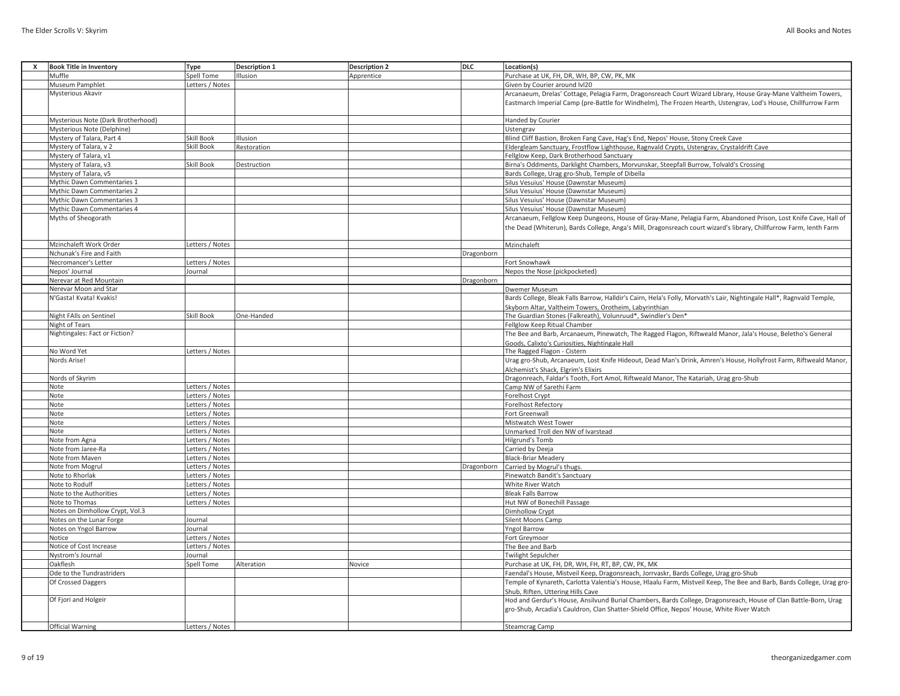| X | Book Title in Inventory | Type | Description 1 | Description 2 | DLC | Location(s) |
|---|---|---|---|---|---|---|
| | Muffle | Spell Tome | Illusion | Apprentice | | Purchase at UK, FH, DR, WH, BP, CW, PK, MK |
| | Museum Pamphlet | Letters / Notes | | | | Given by Courier around lvl20 |
| | Mysterious Akavir | | | | | Arcanaeum, Drelas' Cottage, Pelagia Farm, Dragonsreach Court Wizard Library, House Gray-Mane Valtheim Towers, Eastmarch Imperial Camp (pre-Battle for Windhelm), The Frozen Hearth, Ustengrav, Lod's House, Chillfurrow Farm |
| | Mysterious Note (Dark Brotherhood) | | | | | Handed by Courier |
| | Mysterious Note (Delphine) | | | | | Ustengrav |
| | Mystery of Talara, Part 4 | Skill Book | Illusion | | | Blind Cliff Bastion, Broken Fang Cave, Hag's End, Nepos' House, Stony Creek Cave |
| | Mystery of Talara, v 2 | Skill Book | Restoration | | | Eldergleam Sanctuary, Frostflow Lighthouse, Ragnvald Crypts, Ustengrav, Crystaldrift Cave |
| | Mystery of Talara, v1 | | | | | Fellglow Keep, Dark Brotherhood Sanctuary |
| | Mystery of Talara, v3 | Skill Book | Destruction | | | Birna's Oddments, Darklight Chambers, Morvunskar, Steepfall Burrow, Tolvald's Crossing |
| | Mystery of Talara, v5 | | | | | Bards College, Urag gro-Shub, Temple of Dibella |
| | Mythic Dawn Commentaries 1 | | | | | Silus Vesuius' House (Dawnstar Museum) |
| | Mythic Dawn Commentaries 2 | | | | | Silus Vesuius' House (Dawnstar Museum) |
| | Mythic Dawn Commentaries 3 | | | | | Silus Vesuius' House (Dawnstar Museum) |
| | Mythic Dawn Commentaries 4 | | | | | Silus Vesuius' House (Dawnstar Museum) |
| | Myths of Sheogorath | | | | | Arcanaeum, Fellglow Keep Dungeons, House of Gray-Mane, Pelagia Farm, Abandoned Prison, Lost Knife Cave, Hall of the Dead (Whiterun), Bards College, Anga's Mill, Dragonsreach court wizard's library, Chillfurrow Farm, Ienth Farm |
| | Mzinchaleft Work Order | Letters / Notes | | | | Mzinchaleft |
| | Nchunak's Fire and Faith | | | | Dragonborn | |
| | Necromancer's Letter | Letters / Notes | | | | Fort Snowhawk |
| | Nepos' Journal | Journal | | | | Nepos the Nose (pickpocketed) |
| | Nerevar at Red Mountain | | | | Dragonborn | |
| | Nerevar Moon and Star | | | | | Dwemer Museum |
| | N'Gasta! Kvata! Kvakis! | | | | | Bards College, Bleak Falls Barrow, Halldir's Cairn, Hela's Folly, Morvath's Lair, Nightingale Hall*, Ragnvald Temple, Skyborn Altar, Valtheim Towers, Orotheim, Labyrinthian |
| | Night FAlls on Sentinel | Skill Book | One-Handed | | | The Guardian Stones (Falkreath), Volunruud*, Swindler's Den* |
| | Night of Tears | | | | | Fellglow Keep Ritual Chamber |
| | Nightingales: Fact or Fiction? | | | | | The Bee and Barb, Arcanaeum, Pinewatch, The Ragged Flagon, Riftweald Manor, Jala's House, Beletho's General Goods, Calixto's Curiosities, Nightingale Hall |
| | No Word Yet | Letters / Notes | | | | The Ragged Flagon - Cistern |
| | Nords Arise! | | | | | Urag gro-Shub, Arcanaeum, Lost Knife Hideout, Dead Man's Drink, Amren's House, Hollyfrost Farm, Riftweald Manor, Alchemist's Shack, Elgrim's Elixirs |
| | Nords of Skyrim | | | | | Dragonreach, Faldar's Tooth, Fort Amol, Riftweald Manor, The Katariah, Urag gro-Shub |
| | Note | Letters / Notes | | | | Camp NW of Sarethi Farm |
| | Note | Letters / Notes | | | | Forelhost Crypt |
| | Note | Letters / Notes | | | | Forelhost Refectory |
| | Note | Letters / Notes | | | | Fort Greenwall |
| | Note | Letters / Notes | | | | Mistwatch West Tower |
| | Note | Letters / Notes | | | | Unmarked Troll den NW of Ivarstead |
| | Note from Agna | Letters / Notes | | | | Hilgrund's Tomb |
| | Note from Jaree-Ra | Letters / Notes | | | | Carried by Deeja |
| | Note from Maven | Letters / Notes | | | | Black-Briar Meadery |
| | Note from Mogrul | Letters / Notes | | | Dragonborn | Carried by Mogrul's thugs. |
| | Note to Rhorlak | Letters / Notes | | | | Pinewatch Bandit's Sanctuary |
| | Note to Rodulf | Letters / Notes | | | | White River Watch |
| | Note to the Authorities | Letters / Notes | | | | Bleak Falls Barrow |
| | Note to Thomas | Letters / Notes | | | | Hut NW of Bonechill Passage |
| | Notes on Dimhollow Crypt, Vol.3 | | | | | Dimhollow Crypt |
| | Notes on the Lunar Forge | Journal | | | | Silent Moons Camp |
| | Notes on Yngol Barrow | Journal | | | | Yngol Barrow |
| | Notice | Letters / Notes | | | | Fort Greymoor |
| | Notice of Cost Increase | Letters / Notes | | | | The Bee and Barb |
| | Nystrom's Journal | Journal | | | | Twilight Sepulcher |
| | Oakflesh | Spell Tome | Alteration | Novice | | Purchase at UK, FH, DR, WH, FH, RT, BP, CW, PK, MK |
| | Ode to the Tundrastriders | | | | | Faendal's House, Mistveil Keep, Dragonsreach, Jorrvaskr, Bards College, Urag gro-Shub |
| | Of Crossed Daggers | | | | | Temple of Kynareth, Carlotta Valentia's House, Hlaalu Farm, Mistveil Keep, The Bee and Barb, Bards College, Urag gro-Shub, Riften, Uttering Hills Cave |
| | Of Fjori and Holgeir | | | | | Hod and Gerdur's House, Ansilvund Burial Chambers, Bards College, Dragonsreach, House of Clan Battle-Born, Urag gro-Shub, Arcadia's Cauldron, Clan Shatter-Shield Office, Nepos' House, White River Watch |
| | Official Warning | Letters / Notes | | | | Steamcrag Camp |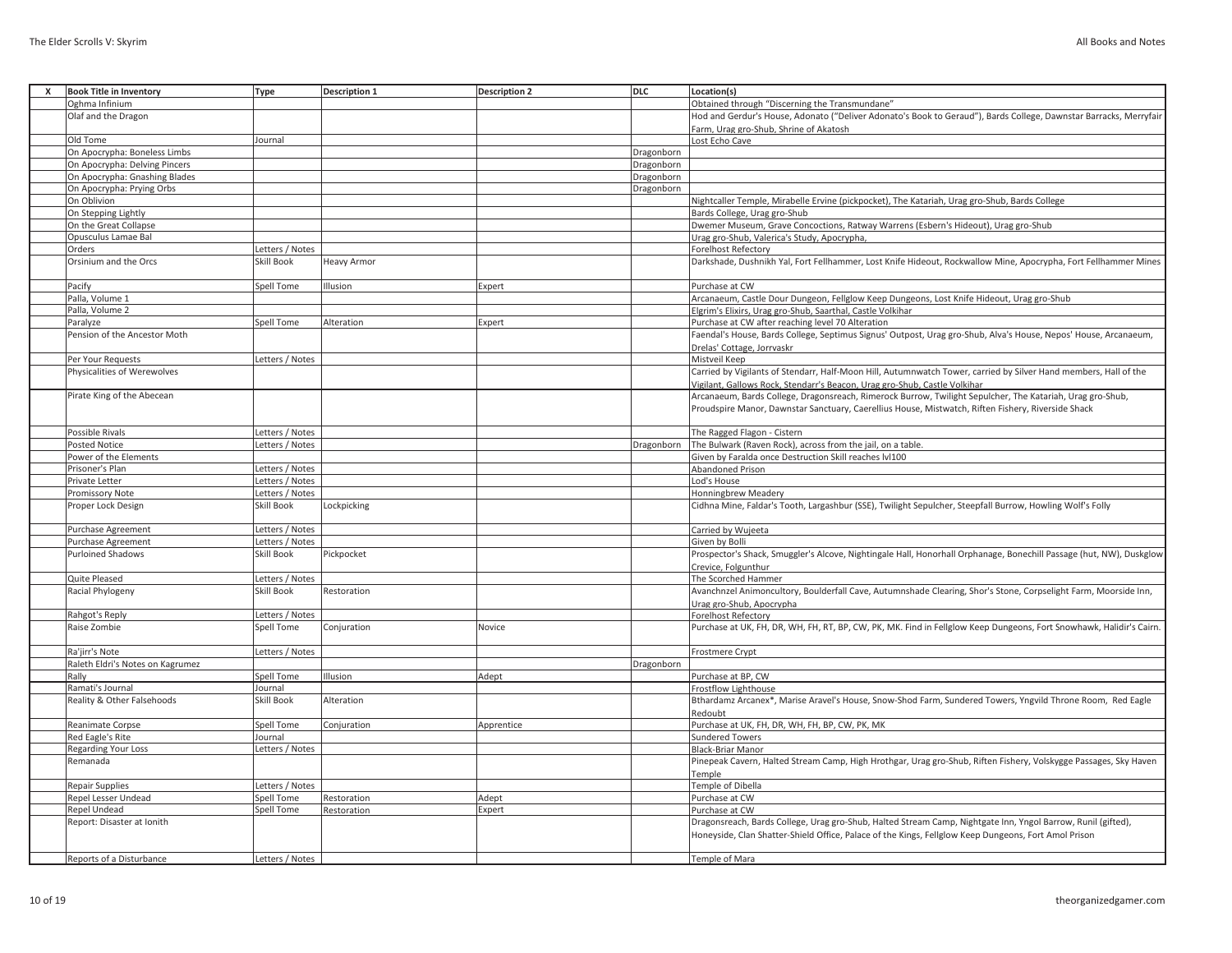| X | Book Title in Inventory | Type | Description 1 | Description 2 | DLC | Location(s) |
|---|---|---|---|---|---|---|
| | Oghma Infinium | | | | | Obtained through "Discerning the Transmundane" |
| | Olaf and the Dragon | | | | | Hod and Gerdur's House, Adonato ("Deliver Adonato's Book to Geraud"), Bards College, Dawnstar Barracks, Merryfair Farm, Urag gro-Shub, Shrine of Akatosh |
| | Old Tome | Journal | | | | Lost Echo Cave |
| | On Apocrypha: Boneless Limbs | | | | Dragonborn | |
| | On Apocrypha: Delving Pincers | | | | Dragonborn | |
| | On Apocrypha: Gnashing Blades | | | | Dragonborn | |
| | On Apocrypha: Prying Orbs | | | | Dragonborn | |
| | On Oblivion | | | | | Nightcaller Temple, Mirabelle Ervine (pickpocket), The Katariah, Urag gro-Shub, Bards College |
| | On Stepping Lightly | | | | | Bards College, Urag gro-Shub |
| | On the Great Collapse | | | | | Dwemer Museum, Grave Concoctions, Ratway Warrens (Esbern's Hideout), Urag gro-Shub |
| | Opusculus Lamae Bal | | | | | Urag gro-Shub, Valerica's Study, Apocrypha, |
| | Orders | Letters / Notes | | | | Forelhost Refectory |
| | Orsinium and the Orcs | Skill Book | Heavy Armor | | | Darkshade, Dushnikh Yal, Fort Fellhammer, Lost Knife Hideout, Rockwallow Mine, Apocrypha, Fort Fellhammer Mines |
| | Pacify | Spell Tome | Illusion | Expert | | Purchase at CW |
| | Palla, Volume 1 | | | | | Arcanaeum, Castle Dour Dungeon, Fellglow Keep Dungeons, Lost Knife Hideout, Urag gro-Shub |
| | Palla, Volume 2 | | | | | Elgrim's Elixirs, Urag gro-Shub, Saarthal, Castle Volkihar |
| | Paralyze | Spell Tome | Alteration | Expert | | Purchase at CW after reaching level 70 Alteration |
| | Pension of the Ancestor Moth | | | | | Faendal's House, Bards College, Septimus Signus' Outpost, Urag gro-Shub, Alva's House, Nepos' House, Arcanaeum, Drelas' Cottage, Jorrvaskr |
| | Per Your Requests | Letters / Notes | | | | Mistveil Keep |
| | Physicalities of Werewolves | | | | | Carried by Vigilants of Stendarr, Half-Moon Hill, Autumnwatch Tower, carried by Silver Hand members, Hall of the Vigilant, Gallows Rock, Stendarr's Beacon, Urag gro-Shub, Castle Volkihar |
| | Pirate King of the Abecean | | | | | Arcanaeum, Bards College, Dragonsreach, Rimerock Burrow, Twilight Sepulcher, The Katariah, Urag gro-Shub, Proudspire Manor, Dawnstar Sanctuary, Caerellius House, Mistwatch, Riften Fishery, Riverside Shack |
| | Possible Rivals | Letters / Notes | | | | The Ragged Flagon - Cistern |
| | Posted Notice | Letters / Notes | | | Dragonborn | The Bulwark (Raven Rock), across from the jail, on a table. |
| | Power of the Elements | | | | | Given by Faralda once Destruction Skill reaches lvl100 |
| | Prisoner's Plan | Letters / Notes | | | | Abandoned Prison |
| | Private Letter | Letters / Notes | | | | Lod's House |
| | Promissory Note | Letters / Notes | | | | Honningbrew Meadery |
| | Proper Lock Design | Skill Book | Lockpicking | | | Cidhna Mine, Faldar's Tooth, Largashbur (SSE), Twilight Sepulcher, Steepfall Burrow, Howling Wolf's Folly |
| | Purchase Agreement | Letters / Notes | | | | Carried by Wujeeta |
| | Purchase Agreement | Letters / Notes | | | | Given by Bolli |
| | Purloined Shadows | Skill Book | Pickpocket | | | Prospector's Shack, Smuggler's Alcove, Nightingale Hall, Honorhall Orphanage, Bonechill Passage (hut, NW), Duskglow Crevice, Folgunthur |
| | Quite Pleased | Letters / Notes | | | | The Scorched Hammer |
| | Racial Phylogeny | Skill Book | Restoration | | | Avanchnzel Animoncultory, Boulderfall Cave, Autumnshade Clearing, Shor's Stone, Corpselight Farm, Moorside Inn, Urag gro-Shub, Apocrypha |
| | Rahgot's Reply | Letters / Notes | | | | Forelhost Refectory |
| | Raise Zombie | Spell Tome | Conjuration | Novice | | Purchase at UK, FH, DR, WH, FH, RT, BP, CW, PK, MK. Find in Fellglow Keep Dungeons, Fort Snowhawk, Halidir's Cairn. |
| | Ra'jirr's Note | Letters / Notes | | | | Frostmere Crypt |
| | Raleth Eldri's Notes on Kagrumez | | | | Dragonborn | |
| | Rally | Spell Tome | Illusion | Adept | | Purchase at BP, CW |
| | Ramati's Journal | Journal | | | | Frostflow Lighthouse |
| | Reality & Other Falsehoods | Skill Book | Alteration | | | Bthardamz Arcanex*, Marise Aravel's House, Snow-Shod Farm, Sundered Towers, Yngvild Throne Room, Red Eagle Redoubt |
| | Reanimate Corpse | Spell Tome | Conjuration | Apprentice | | Purchase at UK, FH, DR, WH, FH, BP, CW, PK, MK |
| | Red Eagle's Rite | Journal | | | | Sundered Towers |
| | Regarding Your Loss | Letters / Notes | | | | Black-Briar Manor |
| | Remanada | | | | | Pinepeak Cavern, Halted Stream Camp, High Hrothgar, Urag gro-Shub, Riften Fishery, Volskygge Passages, Sky Haven Temple |
| | Repair Supplies | Letters / Notes | | | | Temple of Dibella |
| | Repel Lesser Undead | Spell Tome | Restoration | Adept | | Purchase at CW |
| | Repel Undead | Spell Tome | Restoration | Expert | | Purchase at CW |
| | Report: Disaster at Ionith | | | | | Dragonsreach, Bards College, Urag gro-Shub, Halted Stream Camp, Nightgate Inn, Yngol Barrow, Runil (gifted), Honeyside, Clan Shatter-Shield Office, Palace of the Kings, Fellglow Keep Dungeons, Fort Amol Prison |
| | Reports of a Disturbance | Letters / Notes | | | | Temple of Mara |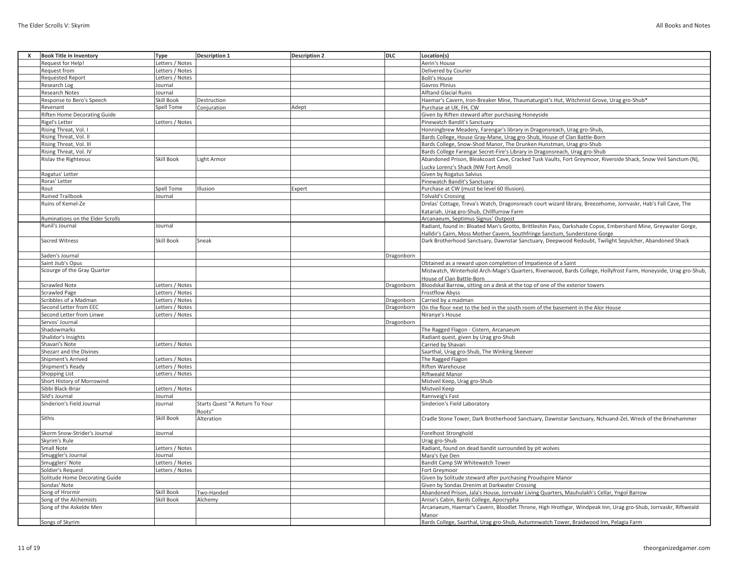| X | Book Title in Inventory | Type | Description 1 | Description 2 | DLC | Location(s) |
|---|---|---|---|---|---|---|
| | Request for Help! | Letters / Notes | | | | Aerin's House |
| | Request from | Letters / Notes | | | | Delivered by Courier |
| | Requested Report | Letters / Notes | | | | Bolli's House |
| | Research Log | Journal | | | | Gavros Plinius |
| | Research Notes | Journal | | | | Alftand Glacial Ruins |
| | Response to Bero's Speech | Skill Book | Destruction | | | Haemar's Cavern, Iron-Breaker Mine, Thaumaturgist's Hut, Witchmist Grove, Urag gro-Shub* |
| | Revenant | Spell Tome | Conjuration | Adept | | Purchase at UK, FH, CW |
| | Riften Home Decorating Guide | | | | | Given by Riften steward after purchasing Honeyside |
| | Rigel's Letter | Letters / Notes | | | | Pinewatch Bandit's Sanctuary |
| | Rising Threat, Vol. I | | | | | Honningbrew Meadery, Farengar's library in Dragonsreach, Urag gro-Shub, |
| | Rising Threat, Vol. II | | | | | Bards College, House Gray-Mane, Urag gro-Shub, House of Clan Battle-Born |
| | Rising Threat, Vol. III | | | | | Bards College, Snow-Shod Manor, The Drunken Hunstman, Urag gro-Shub |
| | Rising Threat, Vol. IV | | | | | Bards College Farengar Secret-Fire's Library in Dragonsreach, Urag gro-Shub |
| | Rislav the Righteous | Skill Book | Light Armor | | | Abandoned Prison, Bleakcoast Cave, Cracked Tusk Vaults, Fort Greymoor, Riverside Shack, Snow Veil Sanctum (N), Lucky Lorenz's Shack (NW Fort Amol) |
| | Rogatus' Letter | | | | | Given by Rogatus Salvius |
| | Roras' Letter | | | | | Pinewatch Bandit's Sanctuary |
| | Rout | Spell Tome | Illusion | Expert | | Purchase at CW (must be level 60 Illusion). |
| | Ruined Trailbook | Journal | | | | Tolvald's Crossing |
| | Ruins of Kemel-Ze | | | | | Drelas' Cottage, Treva's Watch, Dragonsreach court wizard library, Breezehome, Jorrvaskr, Hab's Fall Cave, The Katariah, Urag gro-Shub, Chillfurrow Farm |
| | Ruminations on the Elder Scrolls | | | | | Arcanaeum, Septimus Signus' Outpost |
| | Runil's Journal | Journal | | | | Radiant, found in: Bloated Man's Grotto, Brittleshin Pass, Darkshade Copse, Embershard Mine, Greywater Gorge, Halldir's Cairn, Moss Mother Cavern, Southfringe Sanctum, Sunderstone Gorge |
| | Sacred Witness | Skill Book | Sneak | | | Dark Brotherhood Sanctuary, Dawnstar Sanctuary, Deepwood Redoubt, Twilight Sepulcher, Abandoned Shack |
| | Saden's Journal | | | | Dragonborn | |
| | Saint Jiub's Opus | | | | | Obtained as a reward upon completion of Impatience of a Saint |
| | Scourge of the Gray Quarter | | | | | Mistwatch, Winterhold Arch-Mage's Quarters, Riverwood, Bards College, Hollyfrost Farm, Honeyside, Urag gro-Shub, House of Clan Battle-Born |
| | Scrawled Note | Letters / Notes | | | Dragonborn | Bloodskal Barrow, sitting on a desk at the top of one of the exterior towers |
| | Scrawled Page | Letters / Notes | | | | Frostflow Abyss |
| | Scribbles of a Madman | Letters / Notes | | | Dragonborn | Carried by a madman |
| | Second Letter from EEC | Letters / Notes | | | Dragonborn | On the floor next to the bed in the south room of the basement in the Alor House |
| | Second Letter from Linwe | Letters / Notes | | | | Niranye's House |
| | Servos' Journal | | | | Dragonborn | |
| | Shadowmarks | | | | | The Ragged Flagon - Cistern, Arcanaeum |
| | Shalidor's Insights | | | | | Radiant quest, given by Urag gro-Shub |
| | Shavari's Note | Letters / Notes | | | | Carried by Shavari |
| | Shezarr and the Divines | | | | | Saarthal, Urag gro-Shub, The Winking Skeever |
| | Shipment's Arrived | Letters / Notes | | | | The Ragged Flagon |
| | Shipment's Ready | Letters / Notes | | | | Riften Warehouse |
| | Shopping List | Letters / Notes | | | | Riftweald Manor |
| | Short History of Morrowind | | | | | Mistveil Keep, Urag gro-Shub |
| | Sibbi Black-Briar | Letters / Notes | | | | Mistveil Keep |
| | Sild's Journal | Journal | | | | Rannveig's Fast |
| | Sinderion's Field Journal | Journal | Starts Quest "A Return To Your Roots" | | | Sinderion's Field Laboratory |
| | Sithis | Skill Book | Alteration | | | Cradle Stone Tower, Dark Brotherhood Sanctuary, Dawnstar Sanctuary, Nchuand-Zel, Wreck of the Brinehammer |
| | Skorm Snow-Strider's Journal | Journal | | | | Forelhost Stronghold |
| | Skyrim's Rule | | | | | Urag gro-Shub |
| | Small Note | Letters / Notes | | | | Radiant, found on dead bandit surrounded by pit wolves |
| | Smuggler's Journal | Journal | | | | Mara's Eye Den |
| | Smugglers' Note | Letters / Notes | | | | Bandit Camp SW Whitewatch Tower |
| | Soldier's Request | Letters / Notes | | | | Fort Greymoor |
| | Solitude Home Decorating Guide | | | | | Given by Solitude steward after purchasing Proudspire Manor |
| | Sondas' Note | | | | | Given by Sondas Drenim at Darkwater Crossing |
| | Song of Hrormir | Skill Book | Two-Handed | | | Abandoned Prison, Jala's House, Jorrvaskr Living Quarters, Mauhulakh's Cellar, Yngol Barrow |
| | Song of the Alchemists | Skill Book | Alchemy | | | Anise's Cabin, Bards College, Apocrypha |
| | Song of the Askelde Men | | | | | Arcanaeum, Haemar's Cavern, Bloodlet Throne, High Hrothgar, Windpeak Inn, Urag gro-Shub, Jorrvaskr, Riftweald Manor |
| | Songs of Skyrim | | | | | Bards College, Saarthal, Urag gro-Shub, Autumnwatch Tower, Braidwood Inn, Pelagia Farm |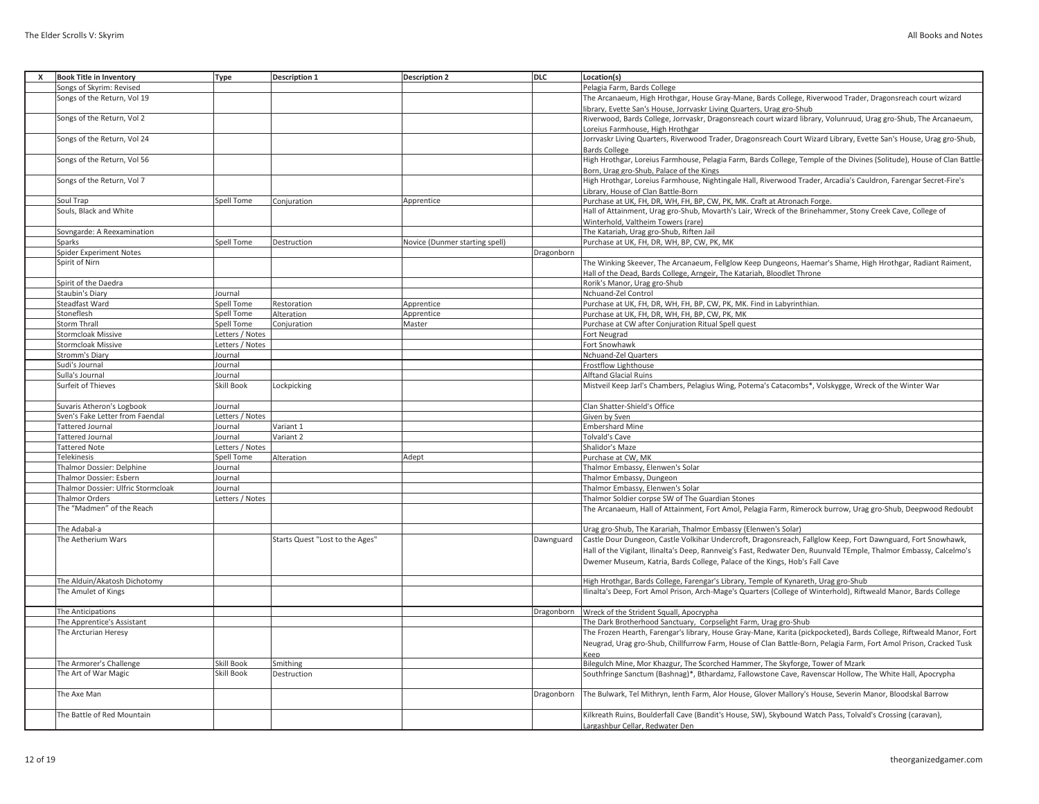| X | Book Title in Inventory | Type | Description 1 | Description 2 | DLC | Location(s) |
|---|---|---|---|---|---|---|
| | Songs of Skyrim: Revised | | | | | Pelagia Farm, Bards College |
| | Songs of the Return, Vol 19 | | | | | The Arcanaeum, High Hrothgar, House Gray-Mane, Bards College, Riverwood Trader, Dragonsreach court wizard library, Evette San's House, Jorrvaskr Living Quarters, Urag gro-Shub |
| | Songs of the Return, Vol 2 | | | | | Riverwood, Bards College, Jorrvaskr, Dragonsreach court wizard library, Volunruud, Urag gro-Shub, The Arcanaeum, Loreius Farmhouse, High Hrothgar |
| | Songs of the Return, Vol 24 | | | | | Jorrvaskr Living Quarters, Riverwood Trader, Dragonsreach Court Wizard Library, Evette San's House, Urag gro-Shub, Bards College |
| | Songs of the Return, Vol 56 | | | | | High Hrothgar, Loreius Farmhouse, Pelagia Farm, Bards College, Temple of the Divines (Solitude), House of Clan Battle-Born, Urag gro-Shub, Palace of the Kings |
| | Songs of the Return, Vol 7 | | | | | High Hrothgar, Loreius Farmhouse, Nightingale Hall, Riverwood Trader, Arcadia's Cauldron, Farengar Secret-Fire's Library, House of Clan Battle-Born |
| | Soul Trap | Spell Tome | Conjuration | Apprentice | | Purchase at UK, FH, DR, WH, FH, BP, CW, PK, MK. Craft at Atronach Forge. |
| | Souls, Black and White | | | | | Hall of Attainment, Urag gro-Shub, Movarth's Lair, Wreck of the Brinehammer, Stony Creek Cave, College of Winterhold, Valtheim Towers (rare) |
| | Sovngarde: A Reexamination | | | | | The Katariah, Urag gro-Shub, Riften Jail |
| | Sparks | Spell Tome | Destruction | Novice (Dunmer starting spell) | | Purchase at UK, FH, DR, WH, BP, CW, PK, MK |
| | Spider Experiment Notes | | | | Dragonborn | |
| | Spirit of Nirn | | | | | The Winking Skeever, The Arcanaeum, Fellglow Keep Dungeons, Haemar's Shame, High Hrothgar, Radiant Raiment, Hall of the Dead, Bards College, Arngeir, The Katariah, Bloodlet Throne |
| | Spirit of the Daedra | | | | | Rorik's Manor, Urag gro-Shub |
| | Staubin's Diary | Journal | | | | Nchuand-Zel Control |
| | Steadfast Ward | Spell Tome | Restoration | Apprentice | | Purchase at UK, FH, DR, WH, FH, BP, CW, PK, MK. Find in Labyrinthian. |
| | Stoneflesh | Spell Tome | Alteration | Apprentice | | Purchase at UK, FH, DR, WH, FH, BP, CW, PK, MK |
| | Storm Thrall | Spell Tome | Conjuration | Master | | Purchase at CW after Conjuration Ritual Spell quest |
| | Stormcloak Missive | Letters / Notes | | | | Fort Neugrad |
| | Stormcloak Missive | Letters / Notes | | | | Fort Snowhawk |
| | Stromm's Diary | Journal | | | | Nchuand-Zel Quarters |
| | Sudi's Journal | Journal | | | | Frostflow Lighthouse |
| | Sulla's Journal | Journal | | | | Alftand Glacial Ruins |
| | Surfeit of Thieves | Skill Book | Lockpicking | | | Mistveil Keep Jarl's Chambers, Pelagius Wing, Potema's Catacombs*, Volskygge, Wreck of the Winter War |
| | Suvaris Atheron's Logbook | Journal | | | | Clan Shatter-Shield's Office |
| | Sven's Fake Letter from Faendal | Letters / Notes | | | | Given by Sven |
| | Tattered Journal | Journal | Variant 1 | | | Embershard Mine |
| | Tattered Journal | Journal | Variant 2 | | | Tolvald's Cave |
| | Tattered Note | Letters / Notes | | | | Shalidor's Maze |
| | Telekinesis | Spell Tome | Alteration | Adept | | Purchase at CW, MK |
| | Thalmor Dossier: Delphine | Journal | | | | Thalmor Embassy, Elenwen's Solar |
| | Thalmor Dossier: Esbern | Journal | | | | Thalmor Embassy, Dungeon |
| | Thalmor Dossier: Ulfric Stormcloak | Journal | | | | Thalmor Embassy, Elenwen's Solar |
| | Thalmor Orders | Letters / Notes | | | | Thalmor Soldier corpse SW of The Guardian Stones |
| | The "Madmen" of the Reach | | | | | The Arcanaeum, Hall of Attainment, Fort Amol, Pelagia Farm, Rimerock burrow, Urag gro-Shub, Deepwood Redoubt |
| | The Adabal-a | | | | | Urag gro-Shub, The Karariah, Thalmor Embassy (Elenwen's Solar) |
| | The Aetherium Wars | | Starts Quest "Lost to the Ages" | | Dawnguard | Castle Dour Dungeon, Castle Volkihar Undercroft, Dragonsreach, Fallglow Keep, Fort Dawnguard, Fort Snowhawk, Hall of the Vigilant, Ilinalta's Deep, Rannveig's Fast, Redwater Den, Ruunvald TEmple, Thalmor Embassy, Calcelmo's Dwemer Museum, Katria, Bards College, Palace of the Kings, Hob's Fall Cave |
| | The Alduin/Akatosh Dichotomy | | | | | High Hrothgar, Bards College, Farengar's Library, Temple of Kynareth, Urag gro-Shub |
| | The Amulet of Kings | | | | | Ilinalta's Deep, Fort Amol Prison, Arch-Mage's Quarters (College of Winterhold), Riftweald Manor, Bards College |
| | The Anticipations | | | | Dragonborn | Wreck of the Strident Squall, Apocrypha |
| | The Apprentice's Assistant | | | | | The Dark Brotherhood Sanctuary, Corpselight Farm, Urag gro-Shub |
| | The Arcturian Heresy | | | | | The Frozen Hearth, Farengar's library, House Gray-Mane, Karita (pickpocketed), Bards College, Riftweald Manor, Fort Neugrad, Urag gro-Shub, Chillfurrow Farm, House of Clan Battle-Born, Pelagia Farm, Fort Amol Prison, Cracked Tusk Keep |
| | The Armorer's Challenge | Skill Book | Smithing | | | Bilegulch Mine, Mor Khazgur, The Scorched Hammer, The Skyforge, Tower of Mzark |
| | The Art of War Magic | Skill Book | Destruction | | | Southfringe Sanctum (Bashnag)*, Bthardamz, Fallowstone Cave, Ravenscar Hollow, The White Hall, Apocrypha |
| | The Axe Man | | | | Dragonborn | The Bulwark, Tel Mithryn, Ienth Farm, Alor House, Glover Mallory's House, Severin Manor, Bloodskal Barrow |
| | The Battle of Red Mountain | | | | | Kilkreath Ruins, Boulderfall Cave (Bandit's House, SW), Skybound Watch Pass, Tolvald's Crossing (caravan), Largashbur Cellar, Redwater Den |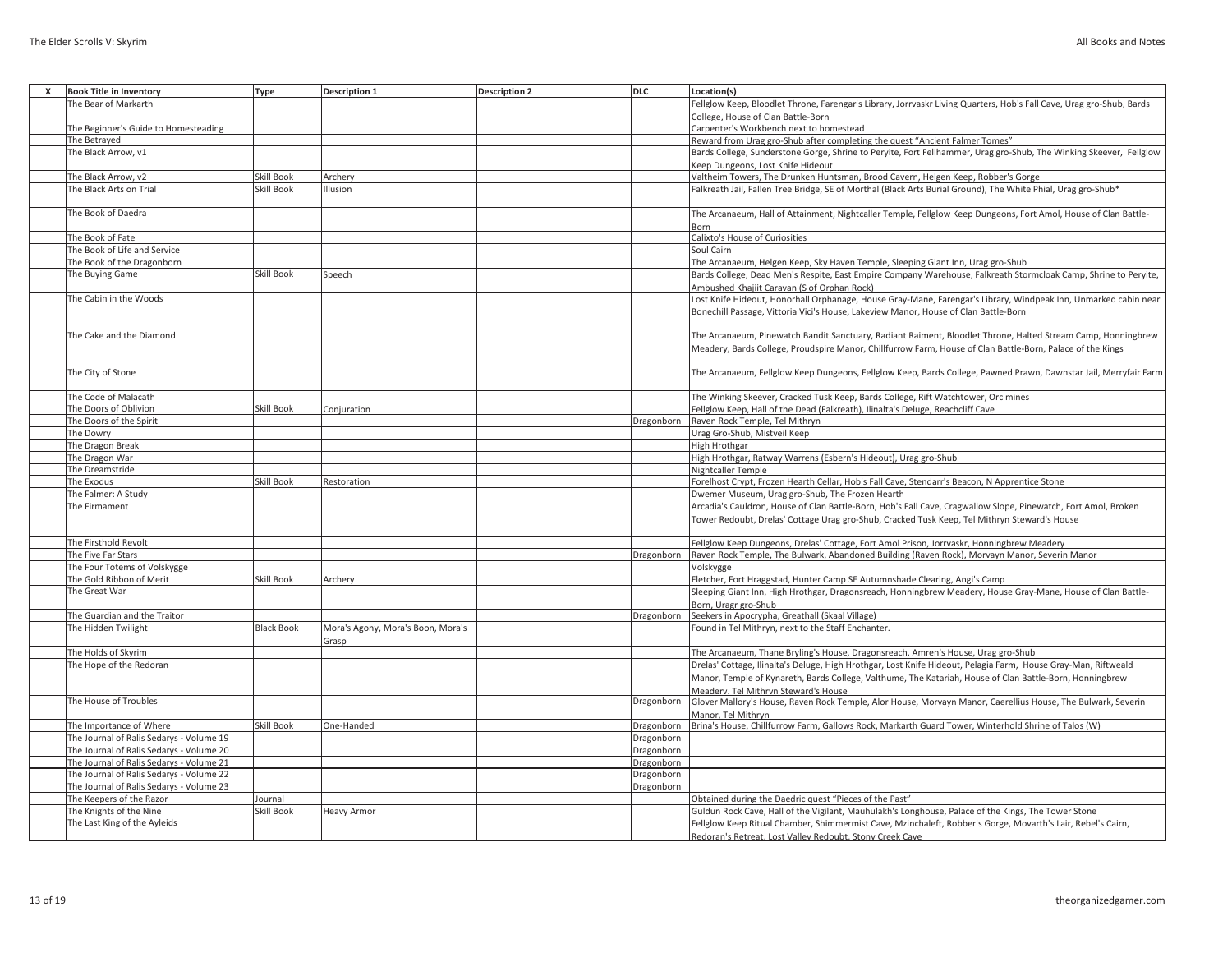| X | Book Title in Inventory | Type | Description 1 | Description 2 | DLC | Location(s) |
|---|---|---|---|---|---|---|
| | The Bear of Markarth | | | | | Fellglow Keep, Bloodlet Throne, Farengar's Library, Jorrvaskr Living Quarters, Hob's Fall Cave, Urag gro-Shub, Bards College, House of Clan Battle-Born |
| | The Beginner's Guide to Homesteading | | | | | Carpenter's Workbench next to homestead |
| | The Betrayed | | | | | Reward from Urag gro-Shub after completing the quest "Ancient Falmer Tomes" |
| | The Black Arrow, v1 | | | | | Bards College, Sunderstone Gorge, Shrine to Peryite, Fort Fellhammer, Urag gro-Shub, The Winking Skeever, Fellglow Keep Dungeons, Lost Knife Hideout |
| | The Black Arrow, v2 | Skill Book | Archery | | | Valtheim Towers, The Drunken Huntsman, Brood Cavern, Helgen Keep, Robber's Gorge |
| | The Black Arts on Trial | Skill Book | Illusion | | | Falkreath Jail, Fallen Tree Bridge, SE of Morthal (Black Arts Burial Ground), The White Phial, Urag gro-Shub* |
| | The Book of Daedra | | | | | The Arcanaeum, Hall of Attainment, Nightcaller Temple, Fellglow Keep Dungeons, Fort Amol, House of Clan Battle-Born |
| | The Book of Fate | | | | | Calixto's House of Curiosities |
| | The Book of Life and Service | | | | | Soul Cairn |
| | The Book of the Dragonborn | | | | | The Arcanaeum, Helgen Keep, Sky Haven Temple, Sleeping Giant Inn, Urag gro-Shub |
| | The Buying Game | Skill Book | Speech | | | Bards College, Dead Men's Respite, East Empire Company Warehouse, Falkreath Stormcloak Camp, Shrine to Peryite, Ambushed Khajiit Caravan (S of Orphan Rock) |
| | The Cabin in the Woods | | | | | Lost Knife Hideout, Honorhall Orphanage, House Gray-Mane, Farengar's Library, Windpeak Inn, Unmarked cabin near Bonechill Passage, Vittoria Vici's House, Lakeview Manor, House of Clan Battle-Born |
| | The Cake and the Diamond | | | | | The Arcanaeum, Pinewatch Bandit Sanctuary, Radiant Raiment, Bloodlet Throne, Halted Stream Camp, Honningbrew Meadery, Bards College, Proudspire Manor, Chillfurrow Farm, House of Clan Battle-Born, Palace of the Kings |
| | The City of Stone | | | | | The Arcanaeum, Fellglow Keep Dungeons, Fellglow Keep, Bards College, Pawned Prawn, Dawnstar Jail, Merryfair Farm |
| | The Code of Malacath | | | | | The Winking Skeever, Cracked Tusk Keep, Bards College, Rift Watchtower, Orc mines |
| | The Doors of Oblivion | Skill Book | Conjuration | | | Fellglow Keep, Hall of the Dead (Falkreath), Ilinalta's Deluge, Reachcliff Cave |
| | The Doors of the Spirit | | | | Dragonborn | Raven Rock Temple, Tel Mithryn |
| | The Dowry | | | | | Urag Gro-Shub, Mistveil Keep |
| | The Dragon Break | | | | | High Hrothgar |
| | The Dragon War | | | | | High Hrothgar, Ratway Warrens (Esbern's Hideout), Urag gro-Shub |
| | The Dreamstride | | | | | Nightcaller Temple |
| | The Exodus | Skill Book | Restoration | | | Forelhost Crypt, Frozen Hearth Cellar, Hob's Fall Cave, Stendarr's Beacon, N Apprentice Stone |
| | The Falmer: A Study | | | | | Dwemer Museum, Urag gro-Shub, The Frozen Hearth |
| | The Firmament | | | | | Arcadia's Cauldron, House of Clan Battle-Born, Hob's Fall Cave, Cragwallow Slope, Pinewatch, Fort Amol, Broken Tower Redoubt, Drelas' Cottage Urag gro-Shub, Cracked Tusk Keep, Tel Mithryn Steward's House |
| | The Firsthold Revolt | | | | | Fellglow Keep Dungeons, Drelas' Cottage, Fort Amol Prison, Jorrvaskr, Honningbrew Meadery |
| | The Five Far Stars | | | | Dragonborn | Raven Rock Temple, The Bulwark, Abandoned Building (Raven Rock), Morvayn Manor, Severin Manor |
| | The Four Totems of Volskygge | | | | | Volskygge |
| | The Gold Ribbon of Merit | Skill Book | Archery | | | Fletcher, Fort Hraggstad, Hunter Camp SE Autumnshade Clearing, Angi's Camp |
| | The Great War | | | | | Sleeping Giant Inn, High Hrothgar, Dragonsreach, Honningbrew Meadery, House Gray-Mane, House of Clan Battle-Born, Uragr gro-Shub |
| | The Guardian and the Traitor | | | | Dragonborn | Seekers in Apocrypha, Greathall (Skaal Village) |
| | The Hidden Twilight | Black Book | Mora's Agony, Mora's Boon, Mora's Grasp | | | Found in Tel Mithryn, next to the Staff Enchanter. |
| | The Holds of Skyrim | | | | | The Arcanaeum, Thane Bryling's House, Dragonsreach, Amren's House, Urag gro-Shub |
| | The Hope of the Redoran | | | | | Drelas' Cottage, Ilinalta's Deluge, High Hrothgar, Lost Knife Hideout, Pelagia Farm, House Gray-Man, Riftweald Manor, Temple of Kynareth, Bards College, Valthume, The Katariah, House of Clan Battle-Born, Honningbrew Meadery, Tel Mithryn Steward's House |
| | The House of Troubles | | | | Dragonborn | Glover Mallory's House, Raven Rock Temple, Alor House, Morvayn Manor, Caerellius House, The Bulwark, Severin Manor, Tel Mithryn |
| | The Importance of Where | Skill Book | One-Handed | | Dragonborn | Brina's House, Chillfurrow Farm, Gallows Rock, Markarth Guard Tower, Winterhold Shrine of Talos (W) |
| | The Journal of Ralis Sedarys - Volume 19 | | | | Dragonborn | |
| | The Journal of Ralis Sedarys - Volume 20 | | | | Dragonborn | |
| | The Journal of Ralis Sedarys - Volume 21 | | | | Dragonborn | |
| | The Journal of Ralis Sedarys - Volume 22 | | | | Dragonborn | |
| | The Journal of Ralis Sedarys - Volume 23 | | | | Dragonborn | |
| | The Keepers of the Razor | Journal | | | | Obtained during the Daedric quest "Pieces of the Past" |
| | The Knights of the Nine | Skill Book | Heavy Armor | | | Guldun Rock Cave, Hall of the Vigilant, Mauhulakh's Longhouse, Palace of the Kings, The Tower Stone |
| | The Last King of the Ayleids | | | | | Fellglow Keep Ritual Chamber, Shimmermist Cave, Mzinchaleft, Robber's Gorge, Movarth's Lair, Rebel's Cairn, Redoran's Retreat, Lost Valley Redoubt, Stony Creek Cave |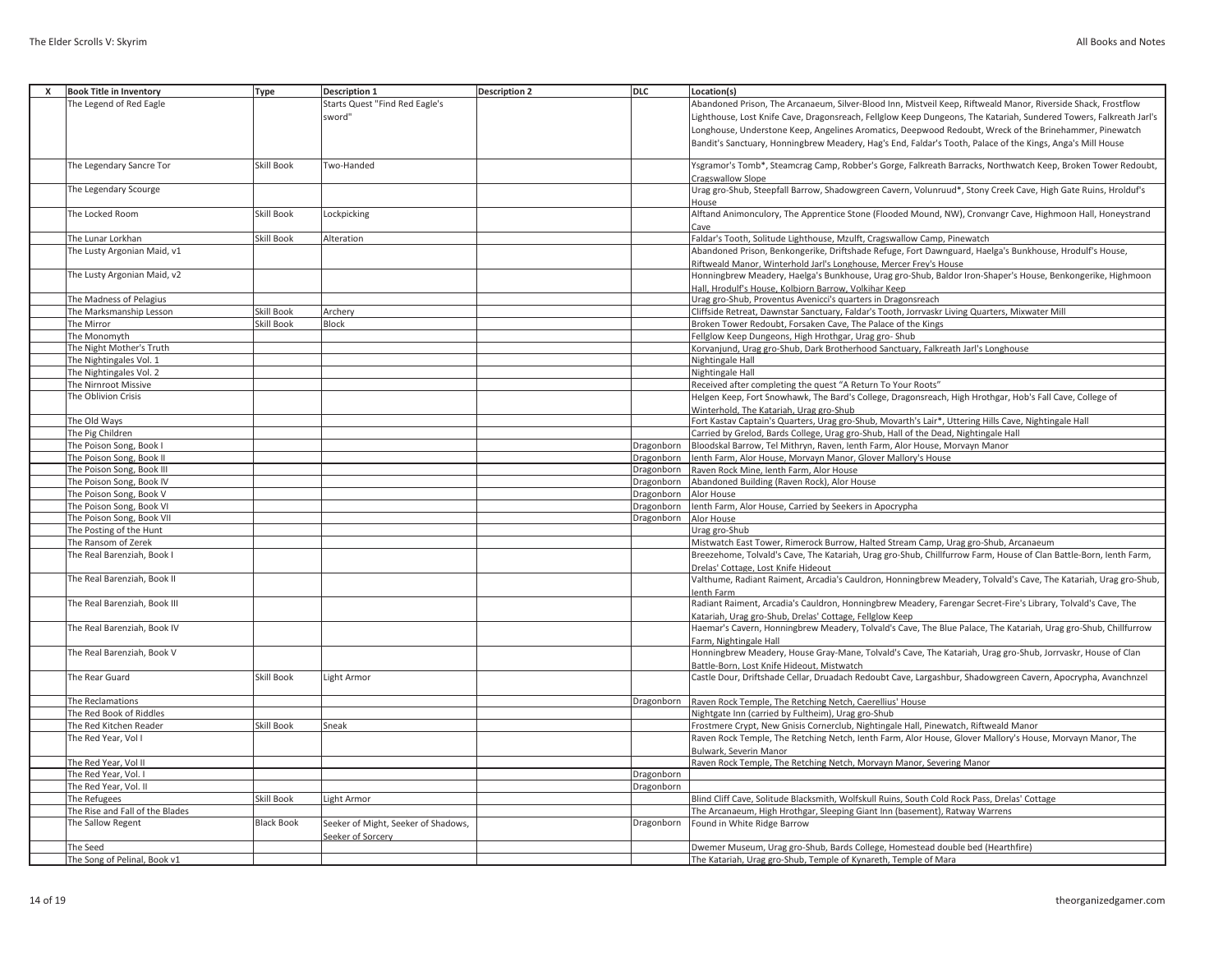| X | Book Title in Inventory | Type | Description 1 | Description 2 | DLC | Location(s) |
|---|---|---|---|---|---|---|
| | The Legend of Red Eagle | | Starts Quest "Find Red Eagle's sword" | | | Abandoned Prison, The Arcanaeum, Silver-Blood Inn, Mistveil Keep, Riftweald Manor, Riverside Shack, Frostflow Lighthouse, Lost Knife Cave, Dragonsreach, Fellglow Keep Dungeons, The Katariah, Sundered Towers, Falkreath Jarl's Longhouse, Understone Keep, Angelines Aromatics, Deepwood Redoubt, Wreck of the Brinehammer, Pinewatch Bandit's Sanctuary, Honningbrew Meadery, Hag's End, Faldar's Tooth, Palace of the Kings, Anga's Mill House |
| | The Legendary Sancre Tor | Skill Book | Two-Handed | | | Ysgramor's Tomb*, Steamcrag Camp, Robber's Gorge, Falkreath Barracks, Northwatch Keep, Broken Tower Redoubt, Cragswallow Slope |
| | The Legendary Scourge | | | | | Urag gro-Shub, Steepfall Barrow, Shadowgreen Cavern, Volunruud*, Stony Creek Cave, High Gate Ruins, Hrolduf's House |
| | The Locked Room | Skill Book | Lockpicking | | | Alftand Animonculory, The Apprentice Stone (Flooded Mound, NW), Cronvangr Cave, Highmoon Hall, Honeystrand Cave |
| | The Lunar Lorkhan | Skill Book | Alteration | | | Faldar's Tooth, Solitude Lighthouse, Mzulft, Cragswallow Camp, Pinewatch |
| | The Lusty Argonian Maid, v1 | | | | | Abandoned Prison, Benkongerike, Driftshade Refuge, Fort Dawnguard, Haelga's Bunkhouse, Hrodulf's House, Riftweald Manor, Winterhold Jarl's Longhouse, Mercer Frey's House |
| | The Lusty Argonian Maid, v2 | | | | | Honningbrew Meadery, Haelga's Bunkhouse, Urag gro-Shub, Baldor Iron-Shaper's House, Benkongerike, Highmoon Hall, Hrodulf's House, Kolbjorn Barrow, Volkihar Keep |
| | The Madness of Pelagius | | | | | Urag gro-Shub, Proventus Avenicci's quarters in Dragonsreach |
| | The Marksmanship Lesson | Skill Book | Archery | | | Cliffside Retreat, Dawnstar Sanctuary, Faldar's Tooth, Jorrvaskr Living Quarters, Mixwater Mill |
| | The Mirror | Skill Book | Block | | | Broken Tower Redoubt, Forsaken Cave, The Palace of the Kings |
| | The Monomyth | | | | | Fellglow Keep Dungeons, High Hrothgar, Urag gro- Shub |
| | The Night Mother's Truth | | | | | Korvanjund, Urag gro-Shub, Dark Brotherhood Sanctuary, Falkreath Jarl's Longhouse |
| | The Nightingales Vol. 1 | | | | | Nightingale Hall |
| | The Nightingales Vol. 2 | | | | | Nightingale Hall |
| | The Nirnroot Missive | | | | | Received after completing the quest "A Return To Your Roots" |
| | The Oblivion Crisis | | | | | Helgen Keep, Fort Snowhawk, The Bard's College, Dragonsreach, High Hrothgar, Hob's Fall Cave, College of Winterhold, The Katariah, Urag gro-Shub |
| | The Old Ways | | | | | Fort Kastav Captain's Quarters, Urag gro-Shub, Movarth's Lair*, Uttering Hills Cave, Nightingale Hall |
| | The Pig Children | | | | | Carried by Grelod, Bards College, Urag gro-Shub, Hall of the Dead, Nightingale Hall |
| | The Poison Song, Book I | | | | Dragonborn | Bloodskal Barrow, Tel Mithryn, Raven, Ienth Farm, Alor House, Morvayn Manor |
| | The Poison Song, Book II | | | | Dragonborn | Ienth Farm, Alor House, Morvayn Manor, Glover Mallory's House |
| | The Poison Song, Book III | | | | Dragonborn | Raven Rock Mine, Ienth Farm, Alor House |
| | The Poison Song, Book IV | | | | Dragonborn | Abandoned Building (Raven Rock), Alor House |
| | The Poison Song, Book V | | | | Dragonborn | Alor House |
| | The Poison Song, Book VI | | | | Dragonborn | Ienth Farm, Alor House, Carried by Seekers in Apocrypha |
| | The Poison Song, Book VII | | | | Dragonborn | Alor House |
| | The Posting of the Hunt | | | | | Urag gro-Shub |
| | The Ransom of Zerek | | | | | Mistwatch East Tower, Rimerock Burrow, Halted Stream Camp, Urag gro-Shub, Arcanaeum |
| | The Real Barenziah, Book I | | | | | Breezehome, Tolvald's Cave, The Katariah, Urag gro-Shub, Chillfurrow Farm, House of Clan Battle-Born, Ienth Farm, Drelas' Cottage, Lost Knife Hideout |
| | The Real Barenziah, Book II | | | | | Valthume, Radiant Raiment, Arcadia's Cauldron, Honningbrew Meadery, Tolvald's Cave, The Katariah, Urag gro-Shub, Ienth Farm |
| | The Real Barenziah, Book III | | | | | Radiant Raiment, Arcadia's Cauldron, Honningbrew Meadery, Farengar Secret-Fire's Library, Tolvald's Cave, The Katariah, Urag gro-Shub, Drelas' Cottage, Fellglow Keep |
| | The Real Barenziah, Book IV | | | | | Haemar's Cavern, Honningbrew Meadery, Tolvald's Cave, The Blue Palace, The Katariah, Urag gro-Shub, Chillfurrow Farm, Nightingale Hall |
| | The Real Barenziah, Book V | | | | | Honningbrew Meadery, House Gray-Mane, Tolvald's Cave, The Katariah, Urag gro-Shub, Jorrvaskr, House of Clan Battle-Born, Lost Knife Hideout, Mistwatch |
| | The Rear Guard | Skill Book | Light Armor | | | Castle Dour, Driftshade Cellar, Druadach Redoubt Cave, Largashbur, Shadowgreen Cavern, Apocrypha, Avanchnzel |
| | The Reclamations | | | | Dragonborn | Raven Rock Temple, The Retching Netch, Caerellius' House |
| | The Red Book of Riddles | | | | | Nightgate Inn (carried by Fultheim), Urag gro-Shub |
| | The Red Kitchen Reader | Skill Book | Sneak | | | Frostmere Crypt, New Gnisis Cornerclub, Nightingale Hall, Pinewatch, Riftweald Manor |
| | The Red Year, Vol I | | | | | Raven Rock Temple, The Retching Netch, Ienth Farm, Alor House, Glover Mallory's House, Morvayn Manor, The Bulwark, Severin Manor |
| | The Red Year, Vol II | | | | | Raven Rock Temple, The Retching Netch, Morvayn Manor, Severing Manor |
| | The Red Year, Vol. I | | | | Dragonborn | |
| | The Red Year, Vol. II | | | | Dragonborn | |
| | The Refugees | Skill Book | Light Armor | | | Blind Cliff Cave, Solitude Blacksmith, Wolfskull Ruins, South Cold Rock Pass, Drelas' Cottage |
| | The Rise and Fall of the Blades | | | | | The Arcanaeum, High Hrothgar, Sleeping Giant Inn (basement), Ratway Warrens |
| | The Sallow Regent | Black Book | Seeker of Might, Seeker of Shadows, Seeker of Sorcery | | Dragonborn | Found in White Ridge Barrow |
| | The Seed | | | | | Dwemer Museum, Urag gro-Shub, Bards College, Homestead double bed (Hearthfire) |
| | The Song of Pelinal, Book v1 | | | | | The Katariah, Urag gro-Shub, Temple of Kynareth, Temple of Mara |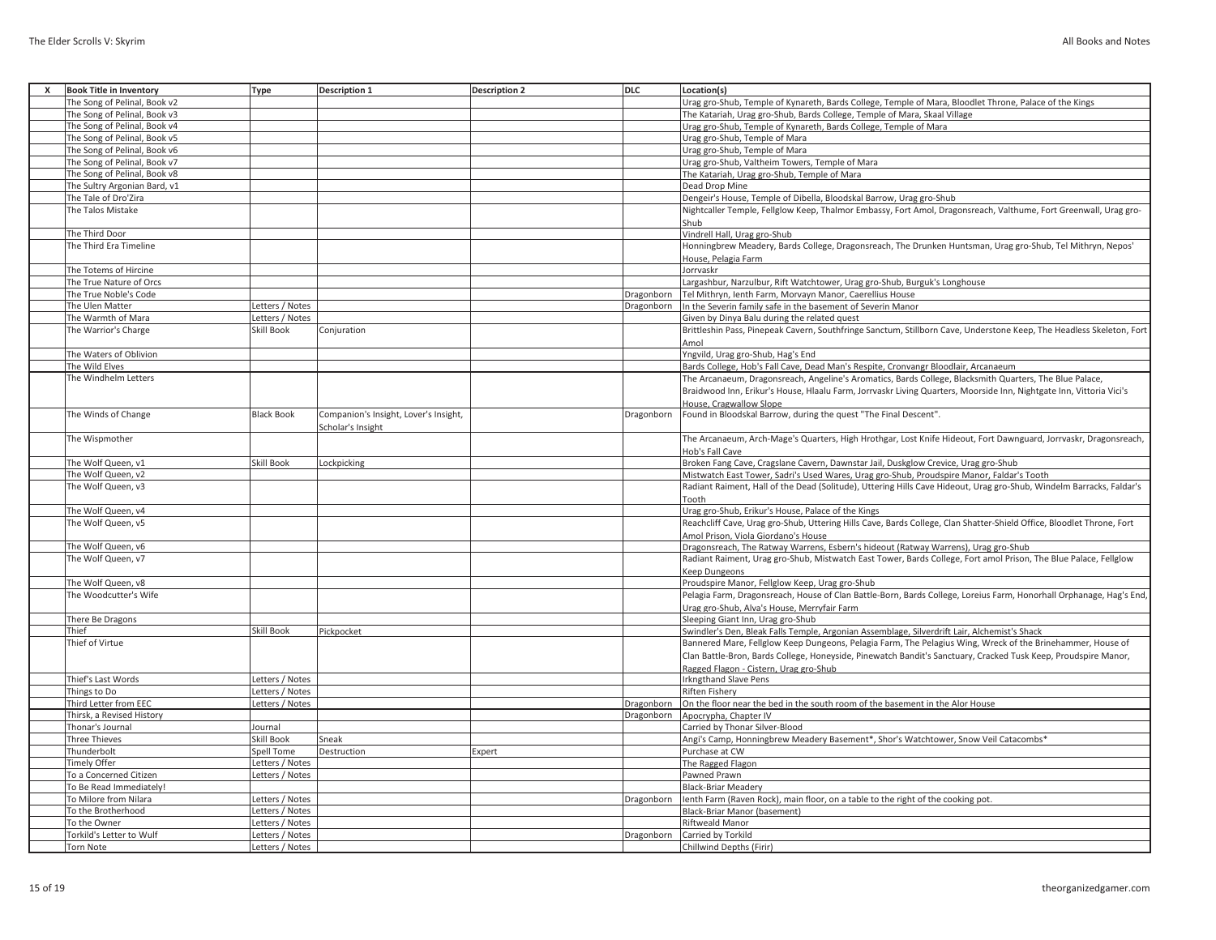| X | Book Title in Inventory | Type | Description 1 | Description 2 | DLC | Location(s) |
|---|---|---|---|---|---|---|
| | The Song of Pelinal, Book v2 | | | | | Urag gro-Shub, Temple of Kynareth, Bards College, Temple of Mara, Bloodlet Throne, Palace of the Kings |
| | The Song of Pelinal, Book v3 | | | | | The Katariah, Urag gro-Shub, Bards College, Temple of Mara, Skaal Village |
| | The Song of Pelinal, Book v4 | | | | | Urag gro-Shub, Temple of Kynareth, Bards College, Temple of Mara |
| | The Song of Pelinal, Book v5 | | | | | Urag gro-Shub, Temple of Mara |
| | The Song of Pelinal, Book v6 | | | | | Urag gro-Shub, Temple of Mara |
| | The Song of Pelinal, Book v7 | | | | | Urag gro-Shub, Valtheim Towers, Temple of Mara |
| | The Song of Pelinal, Book v8 | | | | | The Katariah, Urag gro-Shub, Temple of Mara |
| | The Sultry Argonian Bard, v1 | | | | | Dead Drop Mine |
| | The Tale of Dro'Zira | | | | | Dengeir's House, Temple of Dibella, Bloodskal Barrow, Urag gro-Shub |
| | The Talos Mistake | | | | | Nightcaller Temple, Fellglow Keep, Thalmor Embassy, Fort Amol, Dragonsreach, Valthume, Fort Greenwall, Urag gro-Shub |
| | The Third Door | | | | | Vindrell Hall, Urag gro-Shub |
| | The Third Era Timeline | | | | | Honningbrew Meadery, Bards College, Dragonsreach, The Drunken Huntsman, Urag gro-Shub, Tel Mithryn, Nepos' House, Pelagia Farm |
| | The Totems of Hircine | | | | | Jorrvaskr |
| | The True Nature of Orcs | | | | | Largashbur, Narzulbur, Rift Watchtower, Urag gro-Shub, Burguk's Longhouse |
| | The True Noble's Code | | | | Dragonborn | Tel Mithryn, Ienth Farm, Morvayn Manor, Caerellius House |
| | The Ulen Matter | Letters / Notes | | | Dragonborn | In the Severin family safe in the basement of Severin Manor |
| | The Warmth of Mara | Letters / Notes | | | | Given by Dinya Balu during the related quest |
| | The Warrior's Charge | Skill Book | Conjuration | | | Brittleshin Pass, Pinepeak Cavern, Southfringe Sanctum, Stillborn Cave, Understone Keep, The Headless Skeleton, Fort Amol |
| | The Waters of Oblivion | | | | | Yngvild, Urag gro-Shub, Hag's End |
| | The Wild Elves | | | | | Bards College, Hob's Fall Cave, Dead Man's Respite, Cronvangr Bloodlair, Arcanaeum |
| | The Windhelm Letters | | | | | The Arcanaeum, Dragonsreach, Angeline's Aromatics, Bards College, Blacksmith Quarters, The Blue Palace, Braidwood Inn, Erikur's House, Hlaalu Farm, Jorrvaskr Living Quarters, Moorside Inn, Nightgate Inn, Vittoria Vici's House, Cragwallow Slope |
| | The Winds of Change | Black Book | Companion's Insight, Lover's Insight, Scholar's Insight | | Dragonborn | Found in Bloodskal Barrow, during the quest "The Final Descent". |
| | The Wispmother | | | | | The Arcanaeum, Arch-Mage's Quarters, High Hrothgar, Lost Knife Hideout, Fort Dawnguard, Jorrvaskr, Dragonsreach, Hob's Fall Cave |
| | The Wolf Queen, v1 | Skill Book | Lockpicking | | | Broken Fang Cave, Cragslane Cavern, Dawnstar Jail, Duskglow Crevice, Urag gro-Shub |
| | The Wolf Queen, v2 | | | | | Mistwatch East Tower, Sadri's Used Wares, Urag gro-Shub, Proudspire Manor, Faldar's Tooth |
| | The Wolf Queen, v3 | | | | | Radiant Raiment, Hall of the Dead (Solitude), Uttering Hills Cave Hideout, Urag gro-Shub, Windelm Barracks, Faldar's Tooth |
| | The Wolf Queen, v4 | | | | | Urag gro-Shub, Erikur's House, Palace of the Kings |
| | The Wolf Queen, v5 | | | | | Reachcliff Cave, Urag gro-Shub, Uttering Hills Cave, Bards College, Clan Shatter-Shield Office, Bloodlet Throne, Fort Amol Prison, Viola Giordano's House |
| | The Wolf Queen, v6 | | | | | Dragonsreach, The Ratway Warrens, Esbern's hideout (Ratway Warrens), Urag gro-Shub |
| | The Wolf Queen, v7 | | | | | Radiant Raiment, Urag gro-Shub, Mistwatch East Tower, Bards College, Fort amol Prison, The Blue Palace, Fellglow Keep Dungeons |
| | The Wolf Queen, v8 | | | | | Proudspire Manor, Fellglow Keep, Urag gro-Shub |
| | The Woodcutter's Wife | | | | | Pelagia Farm, Dragonsreach, House of Clan Battle-Born, Bards College, Loreius Farm, Honorhall Orphanage, Hag's End, Urag gro-Shub, Alva's House, Merryfair Farm |
| | There Be Dragons | | | | | Sleeping Giant Inn, Urag gro-Shub |
| | Thief | Skill Book | Pickpocket | | | Swindler's Den, Bleak Falls Temple, Argonian Assemblage, Silverdrift Lair, Alchemist's Shack |
| | Thief of Virtue | | | | | Bannered Mare, Fellglow Keep Dungeons, Pelagia Farm, The Pelagius Wing, Wreck of the Brinehammer, House of Clan Battle-Bron, Bards College, Honeyside, Pinewatch Bandit's Sanctuary, Cracked Tusk Keep, Proudspire Manor, Ragged Flagon - Cistern, Urag gro-Shub |
| | Thief's Last Words | Letters / Notes | | | | Irkngthand Slave Pens |
| | Things to Do | Letters / Notes | | | | Riften Fishery |
| | Third Letter from EEC | Letters / Notes | | | Dragonborn | On the floor near the bed in the south room of the basement in the Alor House |
| | Thirsk, a Revised History | | | | Dragonborn | Apocrypha, Chapter IV |
| | Thonar's Journal | Journal | | | | Carried by Thonar Silver-Blood |
| | Three Thieves | Skill Book | Sneak | | | Angi's Camp, Honningbrew Meadery Basement*, Shor's Watchtower, Snow Veil Catacombs* |
| | Thunderbolt | Spell Tome | Destruction | Expert | | Purchase at CW |
| | Timely Offer | Letters / Notes | | | | The Ragged Flagon |
| | To a Concerned Citizen | Letters / Notes | | | | Pawned Prawn |
| | To Be Read Immediately! | | | | | Black-Briar Meadery |
| | To Milore from Nilara | Letters / Notes | | | Dragonborn | Ienth Farm (Raven Rock), main floor, on a table to the right of the cooking pot. |
| | To the Brotherhood | Letters / Notes | | | | Black-Briar Manor (basement) |
| | To the Owner | Letters / Notes | | | | Riftweald Manor |
| | Torkild's Letter to Wulf | Letters / Notes | | | Dragonborn | Carried by Torkild |
| | Torn Note | Letters / Notes | | | | Chillwind Depths (Firir) |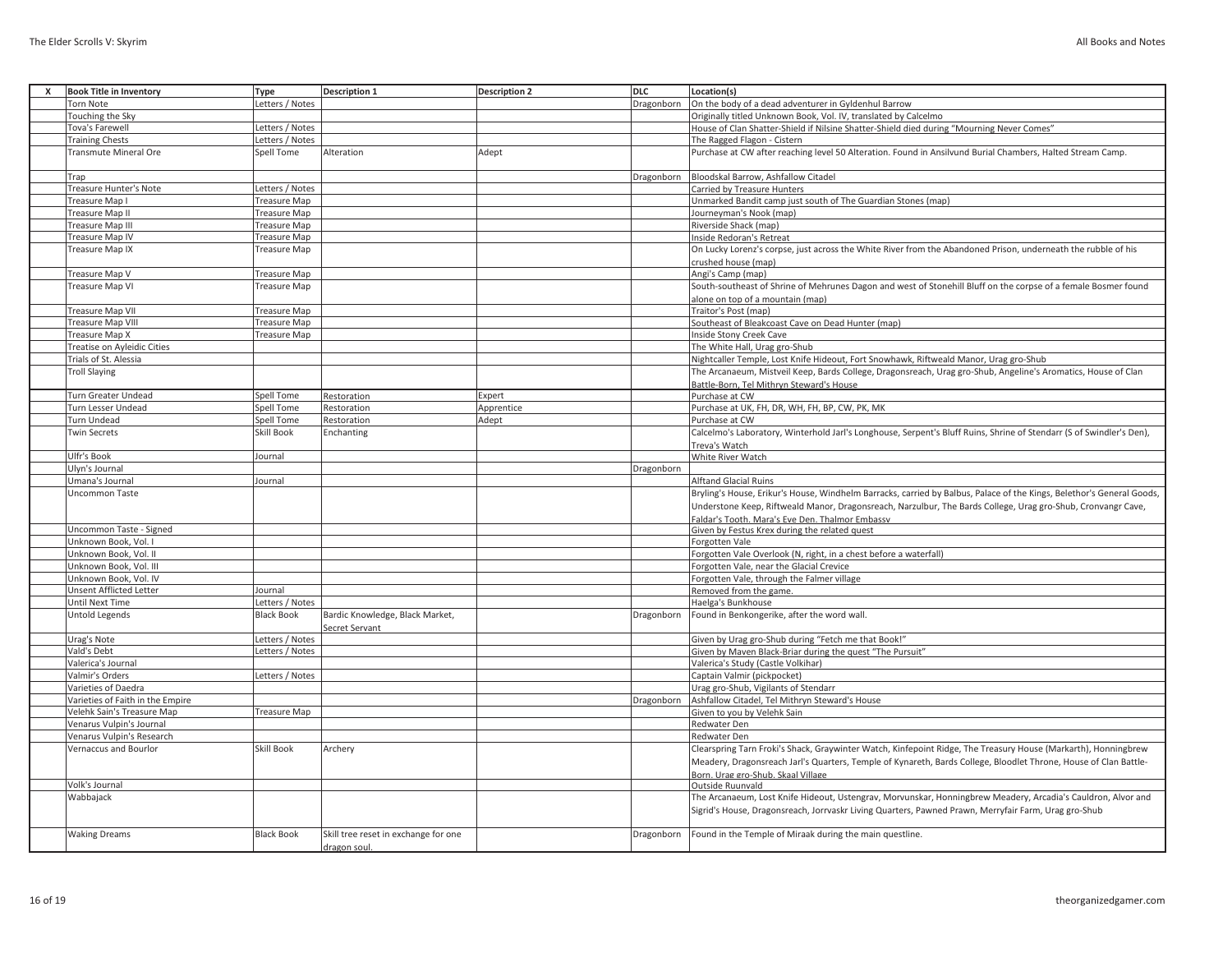| X | Book Title in Inventory | Type | Description 1 | Description 2 | DLC | Location(s) |
|---|---|---|---|---|---|---|
| | Torn Note | Letters / Notes | | | Dragonborn | On the body of a dead adventurer in Gyldenhul Barrow |
| | Touching the Sky | | | | | Originally titled Unknown Book, Vol. IV, translated by Calcelmo |
| | Tova's Farewell | Letters / Notes | | | | House of Clan Shatter-Shield if Nilsine Shatter-Shield died during "Mourning Never Comes" |
| | Training Chests | Letters / Notes | | | | The Ragged Flagon - Cistern |
| | Transmute Mineral Ore | Spell Tome | Alteration | Adept | | Purchase at CW after reaching level 50 Alteration. Found in Ansilvund Burial Chambers, Halted Stream Camp. |
| | Trap | | | | Dragonborn | Bloodskal Barrow, Ashfallow Citadel |
| | Treasure Hunter's Note | Letters / Notes | | | | Carried by Treasure Hunters |
| | Treasure Map I | Treasure Map | | | | Unmarked Bandit camp just south of The Guardian Stones (map) |
| | Treasure Map II | Treasure Map | | | | Journeyman's Nook (map) |
| | Treasure Map III | Treasure Map | | | | Riverside Shack (map) |
| | Treasure Map IV | Treasure Map | | | | Inside Redoran's Retreat |
| | Treasure Map IX | Treasure Map | | | | On Lucky Lorenz's corpse, just across the White River from the Abandoned Prison, underneath the rubble of his crushed house (map) |
| | Treasure Map V | Treasure Map | | | | Angi's Camp (map) |
| | Treasure Map VI | Treasure Map | | | | South-southeast of Shrine of Mehrunes Dagon and west of Stonehill Bluff on the corpse of a female Bosmer found alone on top of a mountain (map) |
| | Treasure Map VII | Treasure Map | | | | Traitor's Post (map) |
| | Treasure Map VIII | Treasure Map | | | | Southeast of Bleakcoast Cave on Dead Hunter (map) |
| | Treasure Map X | Treasure Map | | | | Inside Stony Creek Cave |
| | Treatise on Ayleidic Cities | | | | | The White Hall, Urag gro-Shub |
| | Trials of St. Alessia | | | | | Nightcaller Temple, Lost Knife Hideout, Fort Snowhawk, Riftweald Manor, Urag gro-Shub |
| | Troll Slaying | | | | | The Arcanaeum, Mistveil Keep, Bards College, Dragonsreach, Urag gro-Shub, Angeline's Aromatics, House of Clan Battle-Born, Tel Mithryn Steward's House |
| | Turn Greater Undead | Spell Tome | Restoration | Expert | | Purchase at CW |
| | Turn Lesser Undead | Spell Tome | Restoration | Apprentice | | Purchase at UK, FH, DR, WH, FH, BP, CW, PK, MK |
| | Turn Undead | Spell Tome | Restoration | Adept | | Purchase at CW |
| | Twin Secrets | Skill Book | Enchanting | | | Calcelmo's Laboratory, Winterhold Jarl's Longhouse, Serpent's Bluff Ruins, Shrine of Stendarr (S of Swindler's Den), Treva's Watch |
| | Ulfr's Book | Journal | | | | White River Watch |
| | Ulyn's Journal | | | | Dragonborn | |
| | Umana's Journal | Journal | | | | Alftand Glacial Ruins |
| | Uncommon Taste | | | | | Bryling's House, Erikur's House, Windhelm Barracks, carried by Balbus, Palace of the Kings, Belethor's General Goods, Understone Keep, Riftweald Manor, Dragonsreach, Narzulbur, The Bards College, Urag gro-Shub, Cronvangr Cave, Faldar's Tooth, Mara's Eye Den, Thalmor Embassy |
| | Uncommon Taste - Signed | | | | | Given by Festus Krex during the related quest |
| | Unknown Book, Vol. I | | | | | Forgotten Vale |
| | Unknown Book, Vol. II | | | | | Forgotten Vale Overlook (N, right, in a chest before a waterfall) |
| | Unknown Book, Vol. III | | | | | Forgotten Vale, near the Glacial Crevice |
| | Unknown Book, Vol. IV | | | | | Forgotten Vale, through the Falmer village |
| | Unsent Afflicted Letter | Journal | | | | Removed from the game. |
| | Until Next Time | Letters / Notes | | | | Haelga's Bunkhouse |
| | Untold Legends | Black Book | Bardic Knowledge, Black Market, Secret Servant | | Dragonborn | Found in Benkongerike, after the word wall. |
| | Urag's Note | Letters / Notes | | | | Given by Urag gro-Shub during "Fetch me that Book!" |
| | Vald's Debt | Letters / Notes | | | | Given by Maven Black-Briar during the quest "The Pursuit" |
| | Valerica's Journal | | | | | Valerica's Study (Castle Volkihar) |
| | Valmir's Orders | Letters / Notes | | | | Captain Valmir (pickpocket) |
| | Varieties of Daedra | | | | | Urag gro-Shub, Vigilants of Stendarr |
| | Varieties of Faith in the Empire | | | | Dragonborn | Ashfallow Citadel, Tel Mithryn Steward's House |
| | Velehk Sain's Treasure Map | Treasure Map | | | | Given to you by Velehk Sain |
| | Venarus Vulpin's Journal | | | | | Redwater Den |
| | Venarus Vulpin's Research | | | | | Redwater Den |
| | Vernaccus and Bourlor | Skill Book | Archery | | | Clearspring Tarn Froki's Shack, Graywinter Watch, Kinfepoint Ridge, The Treasury House (Markarth), Honningbrew Meadery, Dragonsreach Jarl's Quarters, Temple of Kynareth, Bards College, Bloodlet Throne, House of Clan Battle-Born, Urag gro-Shub, Skaal Village |
| | Volk's Journal | | | | | Outside Ruunvald |
| | Wabbajack | | | | | The Arcanaeum, Lost Knife Hideout, Ustengrav, Morvunskar, Honningbrew Meadery, Arcadia's Cauldron, Alvor and Sigrid's House, Dragonsreach, Jorrvaskr Living Quarters, Pawned Prawn, Merryfair Farm, Urag gro-Shub |
| | Waking Dreams | Black Book | Skill tree reset in exchange for one dragon soul. | | Dragonborn | Found in the Temple of Miraak during the main questline. |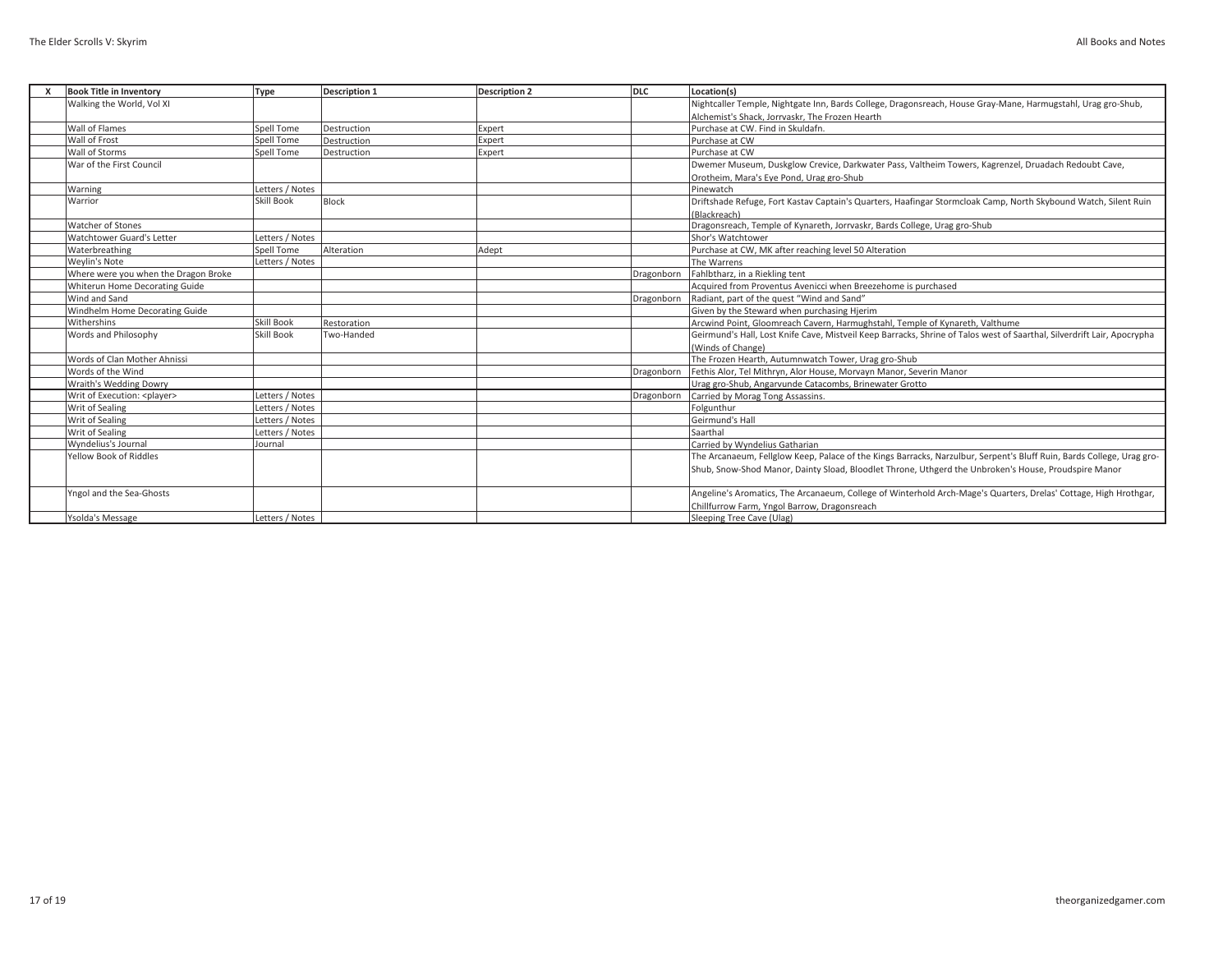| X | Book Title in Inventory | Type | Description 1 | Description 2 | DLC | Location(s) |
|---|---|---|---|---|---|---|
| | Walking the World, Vol XI | | | | | Nightcaller Temple, Nightgate Inn, Bards College, Dragonsreach, House Gray-Mane, Harmugstahl, Urag gro-Shub, Alchemist's Shack, Jorrvaskr, The Frozen Hearth |
| | Wall of Flames | Spell Tome | Destruction | Expert | | Purchase at CW. Find in Skuldafn. |
| | Wall of Frost | Spell Tome | Destruction | Expert | | Purchase at CW |
| | Wall of Storms | Spell Tome | Destruction | Expert | | Purchase at CW |
| | War of the First Council | | | | | Dwemer Museum, Duskglow Crevice, Darkwater Pass, Valtheim Towers, Kagrenzel, Druadach Redoubt Cave, Orotheim, Mara's Eye Pond, Urag gro-Shub |
| | Warning | Letters / Notes | | | | Pinewatch |
| | Warrior | Skill Book | Block | | | Driftshade Refuge, Fort Kastav Captain's Quarters, Haafingar Stormcloak Camp, North Skybound Watch, Silent Ruin (Blackreach) |
| | Watcher of Stones | | | | | Dragonsreach, Temple of Kynareth, Jorrvaskr, Bards College, Urag gro-Shub |
| | Watchtower Guard's Letter | Letters / Notes | | | | Shor's Watchtower |
| | Waterbreathing | Spell Tome | Alteration | Adept | | Purchase at CW, MK after reaching level 50 Alteration |
| | Weylin's Note | Letters / Notes | | | | The Warrens |
| | Where were you when the Dragon Broke | | | | Dragonborn | Fahlbtharz, in a Riekling tent |
| | Whiterun Home Decorating Guide | | | | | Acquired from Proventus Avenicci when Breezehome is purchased |
| | Wind and Sand | | | | Dragonborn | Radiant, part of the quest "Wind and Sand" |
| | Windhelm Home Decorating Guide | | | | | Given by the Steward when purchasing Hjerim |
| | Withershins | Skill Book | Restoration | | | Arcwind Point, Gloomreach Cavern, Harmughstahl, Temple of Kynareth, Valthume |
| | Words and Philosophy | Skill Book | Two-Handed | | | Geirmund's Hall, Lost Knife Cave, Mistveil Keep Barracks, Shrine of Talos west of Saarthal, Silverdrift Lair, Apocrypha (Winds of Change) |
| | Words of Clan Mother Ahnissi | | | | | The Frozen Hearth, Autumnwatch Tower, Urag gro-Shub |
| | Words of the Wind | | | | Dragonborn | Fethis Alor, Tel Mithryn, Alor House, Morvayn Manor, Severin Manor |
| | Wraith's Wedding Dowry | | | | | Urag gro-Shub, Angarvunde Catacombs, Brinewater Grotto |
| | Writ of Execution: <player> | Letters / Notes | | | Dragonborn | Carried by Morag Tong Assassins. |
| | Writ of Sealing | Letters / Notes | | | | Folgunthur |
| | Writ of Sealing | Letters / Notes | | | | Geirmund's Hall |
| | Writ of Sealing | Letters / Notes | | | | Saarthal |
| | Wyndelius's Journal | Journal | | | | Carried by Wyndelius Gatharian |
| | Yellow Book of Riddles | | | | | The Arcanaeum, Fellglow Keep, Palace of the Kings Barracks, Narzulbur, Serpent's Bluff Ruin, Bards College, Urag gro-Shub, Snow-Shod Manor, Dainty Sload, Bloodlet Throne, Uthgerd the Unbroken's House, Proudspire Manor |
| | Yngol and the Sea-Ghosts | | | | | Angeline's Aromatics, The Arcanaeum, College of Winterhold Arch-Mage's Quarters, Drelas' Cottage, High Hrothgar, Chillfurrow Farm, Yngol Barrow, Dragonsreach |
| | Ysolda's Message | Letters / Notes | | | | Sleeping Tree Cave (Ulag) |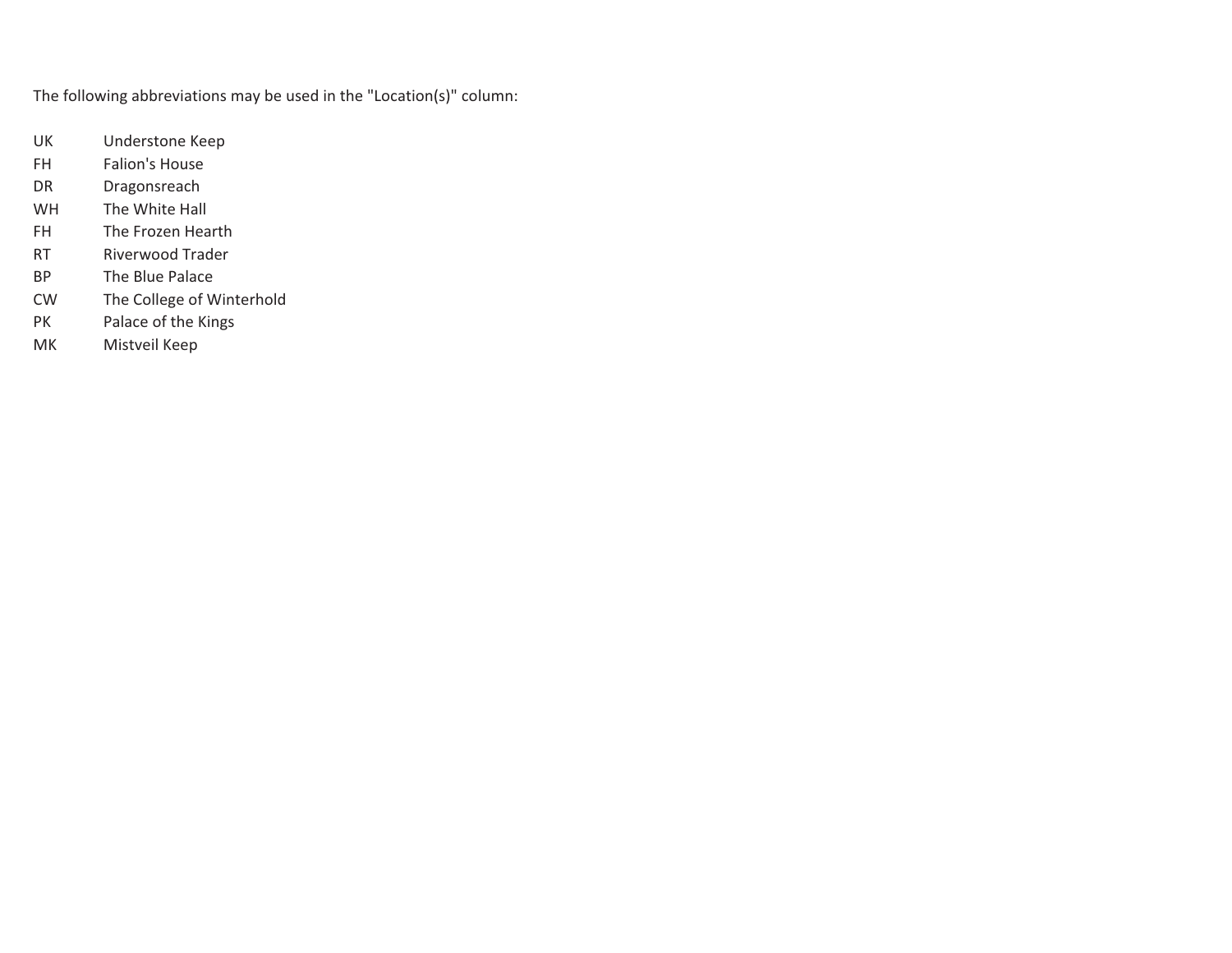The following abbreviations may be used in the "Location(s)" column:

| | |
|---|---|
| UK | Understone Keep |
| FH | Falion's House |
| DR | Dragonsreach |
| WH | The White Hall |
| FH | The Frozen Hearth |
| RT | Riverwood Trader |
| BP | The Blue Palace |
| CW | The College of Winterhold |
| PK | Palace of the Kings |
| MK | Mistveil Keep |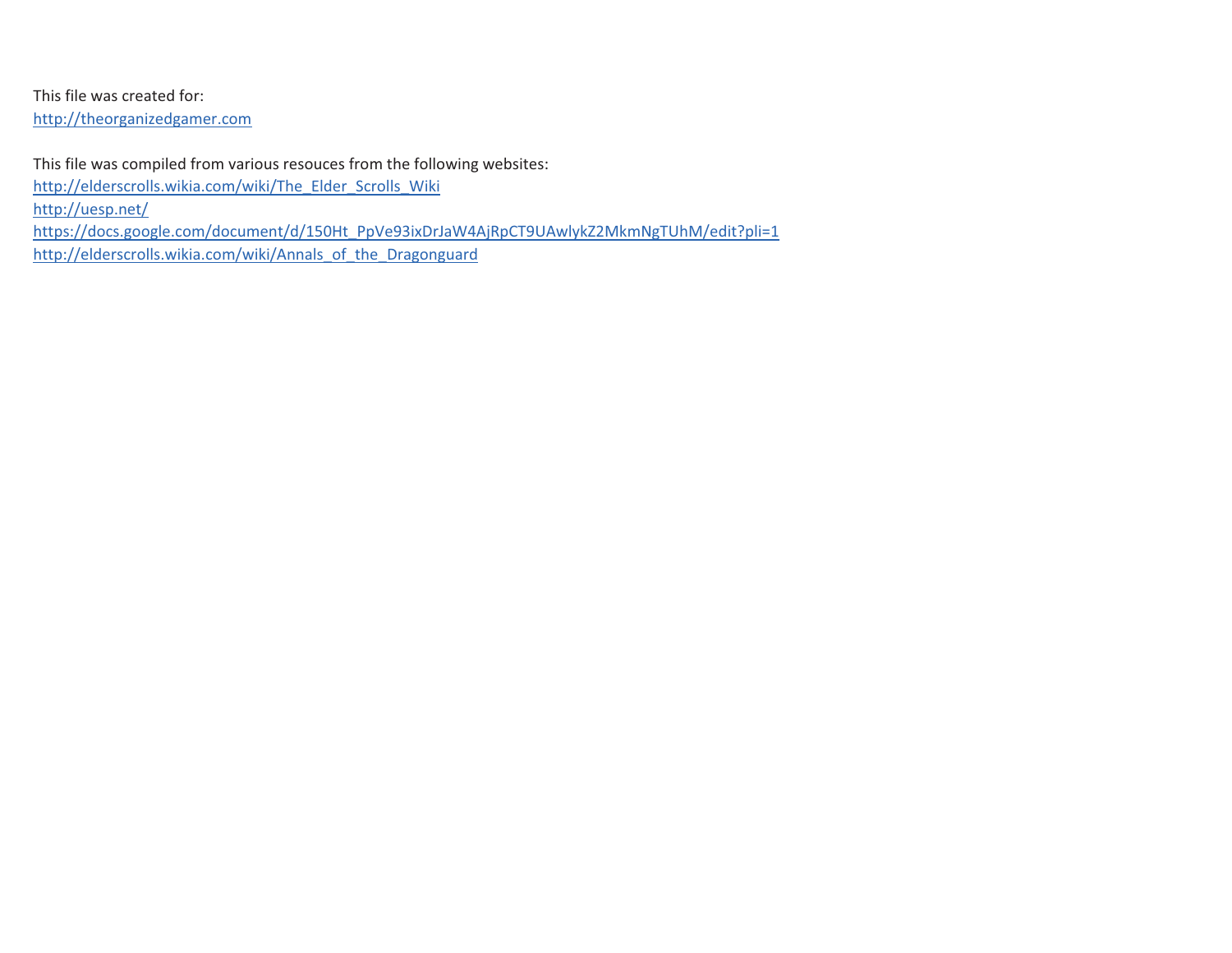This file was created for:
http://theorganizedgamer.com

This file was compiled from various resouces from the following websites:
http://elderscrolls.wikia.com/wiki/The_Elder_Scrolls_Wiki
http://uesp.net/
https://docs.google.com/document/d/150Ht_PpVe93ixDrJaW4AjRpCT9UAwlykZ2MkmNgTUhM/edit?pli=1
http://elderscrolls.wikia.com/wiki/Annals_of_the_Dragonguard